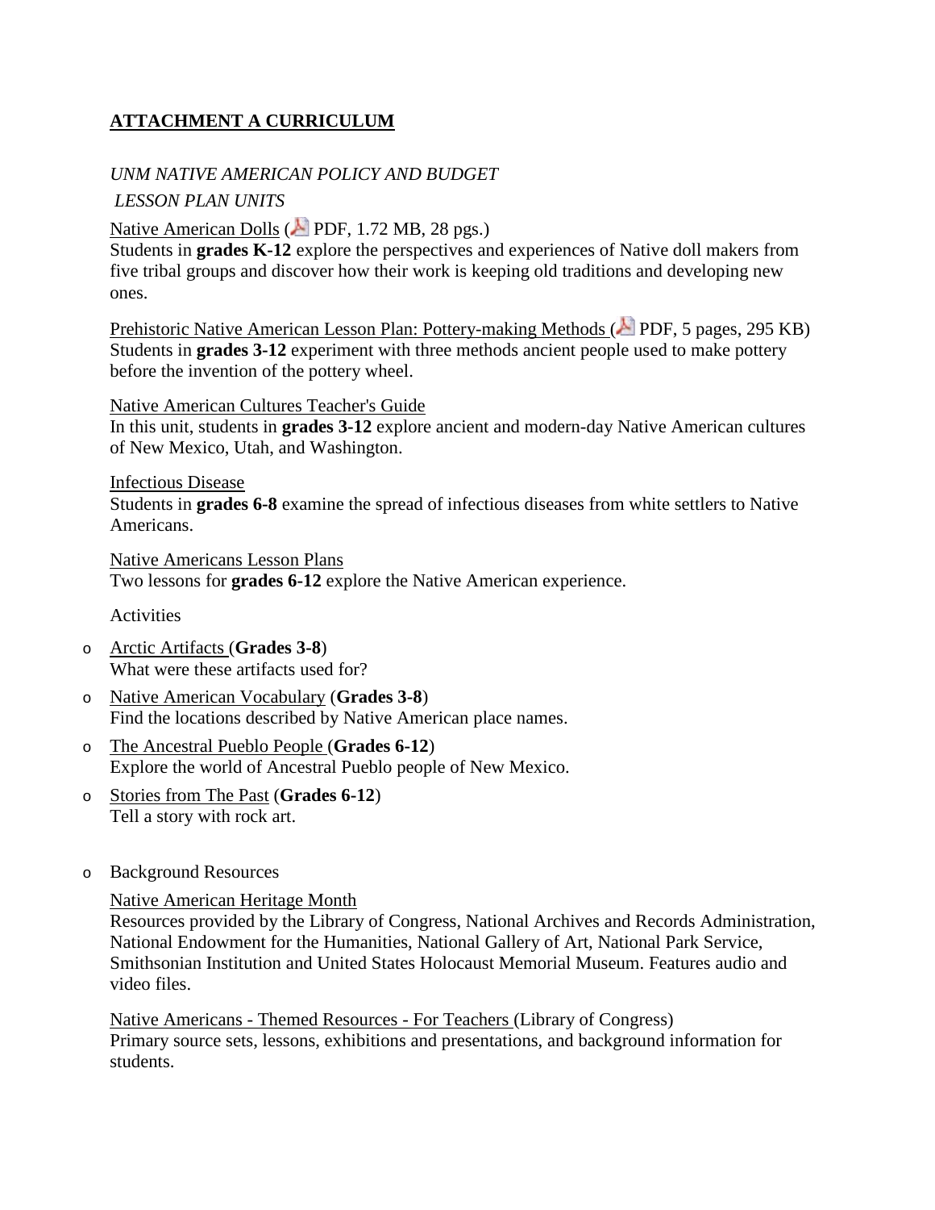## ATTACHMENT A CURRICULUM

*UNM NATIVE AMERICAN POLICY AND BUDGET*

*LESSON PLAN UNITS*

Native American Dolls (PDF, 1.72 MB, 28 pgs.)
Students in **grades K-12** explore the perspectives and experiences of Native doll makers from five tribal groups and discover how their work is keeping old traditions and developing new ones.

Prehistoric Native American Lesson Plan: Pottery-making Methods (PDF, 5 pages, 295 KB)
Students in **grades 3-12** experiment with three methods ancient people used to make pottery before the invention of the pottery wheel.

Native American Cultures Teacher's Guide
In this unit, students in **grades 3-12** explore ancient and modern-day Native American cultures of New Mexico, Utah, and Washington.

Infectious Disease
Students in **grades 6-8** examine the spread of infectious diseases from white settlers to Native Americans.

Native Americans Lesson Plans
Two lessons for **grades 6-12** explore the Native American experience.

Activities

- Arctic Artifacts (**Grades 3-8**)
  What were these artifacts used for?
- Native American Vocabulary (**Grades 3-8**)
  Find the locations described by Native American place names.
- The Ancestral Pueblo People (**Grades 6-12**)
  Explore the world of Ancestral Pueblo people of New Mexico.
- Stories from The Past (**Grades 6-12**)
  Tell a story with rock art.

- Background Resources

  Native American Heritage Month
  Resources provided by the Library of Congress, National Archives and Records Administration, National Endowment for the Humanities, National Gallery of Art, National Park Service, Smithsonian Institution and United States Holocaust Memorial Museum. Features audio and video files.

  Native Americans - Themed Resources - For Teachers (Library of Congress)
  Primary source sets, lessons, exhibitions and presentations, and background information for students.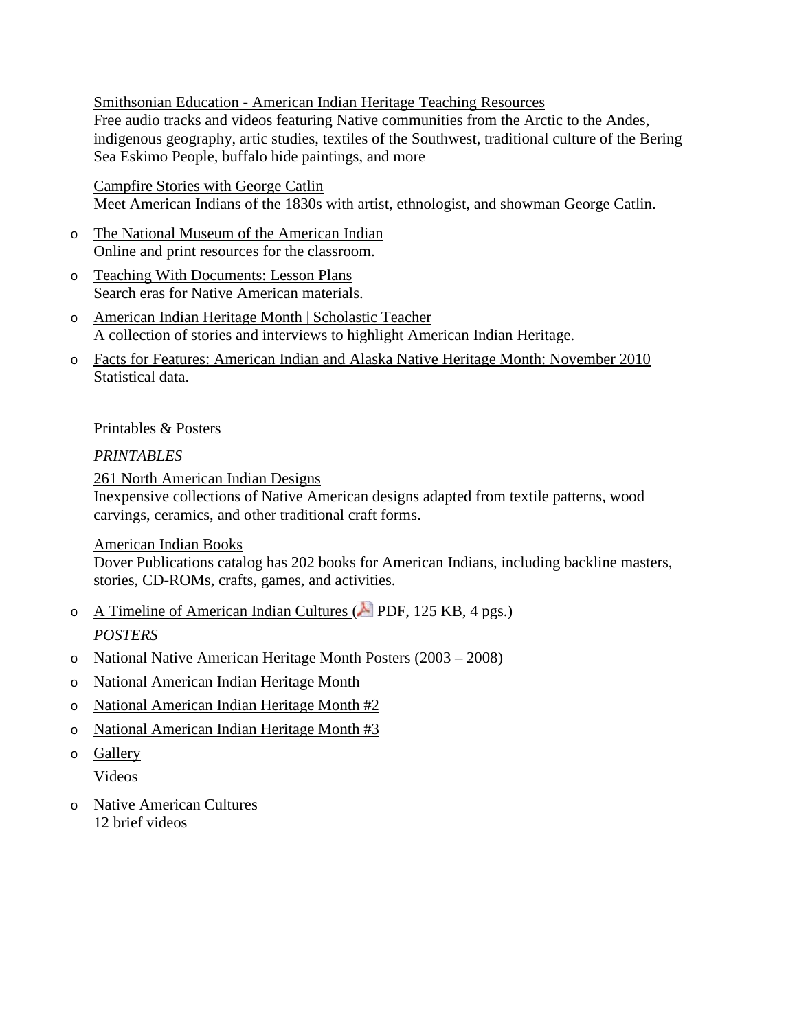Smithsonian Education - American Indian Heritage Teaching Resources
Free audio tracks and videos featuring Native communities from the Arctic to the Andes, indigenous geography, artic studies, textiles of the Southwest, traditional culture of the Bering Sea Eskimo People, buffalo hide paintings, and more

Campfire Stories with George Catlin
Meet American Indians of the 1830s with artist, ethnologist, and showman George Catlin.

- The National Museum of the American Indian
  Online and print resources for the classroom.
- Teaching With Documents: Lesson Plans
  Search eras for Native American materials.
- American Indian Heritage Month | Scholastic Teacher
  A collection of stories and interviews to highlight American Indian Heritage.
- Facts for Features: American Indian and Alaska Native Heritage Month: November 2010
  Statistical data.

Printables & Posters

*PRINTABLES*

261 North American Indian Designs
Inexpensive collections of Native American designs adapted from textile patterns, wood carvings, ceramics, and other traditional craft forms.

American Indian Books
Dover Publications catalog has 202 books for American Indians, including backline masters, stories, CD-ROMs, crafts, games, and activities.

- A Timeline of American Indian Cultures ( PDF, 125 KB, 4 pgs.)

*POSTERS*

- National Native American Heritage Month Posters (2003 – 2008)
- National American Indian Heritage Month
- National American Indian Heritage Month #2
- National American Indian Heritage Month #3
- Gallery

Videos

- Native American Cultures
  12 brief videos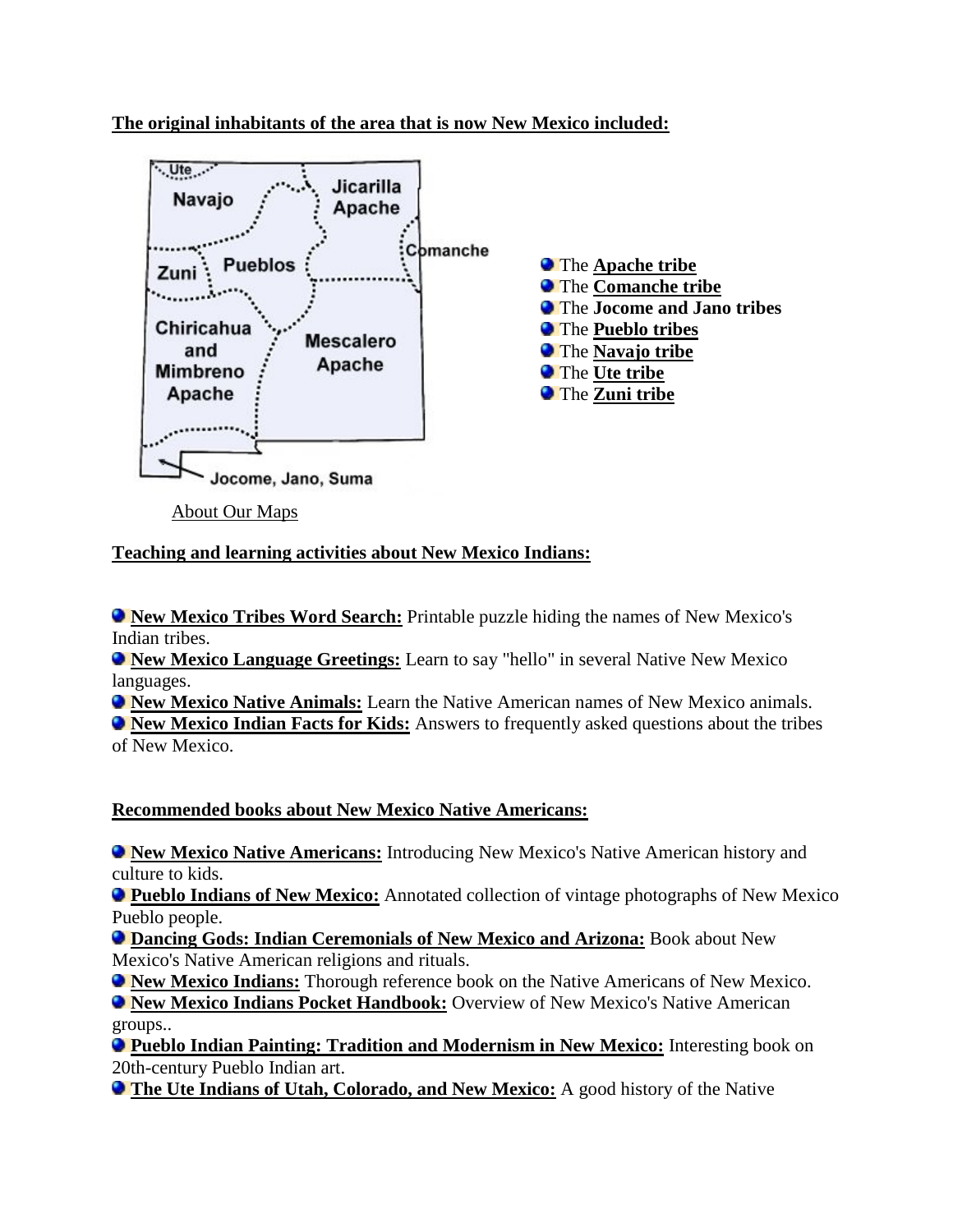**The original inhabitants of the area that is now New Mexico included:**

- The **Apache tribe**
- The **Comanche tribe**
- The **Jocome and Jano tribes**
- The **Pueblo tribes**
- The **Navajo tribe**
- The **Ute tribe**
- The **Zuni tribe**

About Our Maps

**Teaching and learning activities about New Mexico Indians:**

- **New Mexico Tribes Word Search:** Printable puzzle hiding the names of New Mexico's Indian tribes.
- **New Mexico Language Greetings:** Learn to say "hello" in several Native New Mexico languages.
- **New Mexico Native Animals:** Learn the Native American names of New Mexico animals.
- **New Mexico Indian Facts for Kids:** Answers to frequently asked questions about the tribes of New Mexico.

**Recommended books about New Mexico Native Americans:**

- **New Mexico Native Americans:** Introducing New Mexico's Native American history and culture to kids.
- **Pueblo Indians of New Mexico:** Annotated collection of vintage photographs of New Mexico Pueblo people.
- **Dancing Gods: Indian Ceremonials of New Mexico and Arizona:** Book about New Mexico's Native American religions and rituals.
- **New Mexico Indians:** Thorough reference book on the Native Americans of New Mexico.
- **New Mexico Indians Pocket Handbook:** Overview of New Mexico's Native American groups..
- **Pueblo Indian Painting: Tradition and Modernism in New Mexico:** Interesting book on 20th-century Pueblo Indian art.
- **The Ute Indians of Utah, Colorado, and New Mexico:** A good history of the Native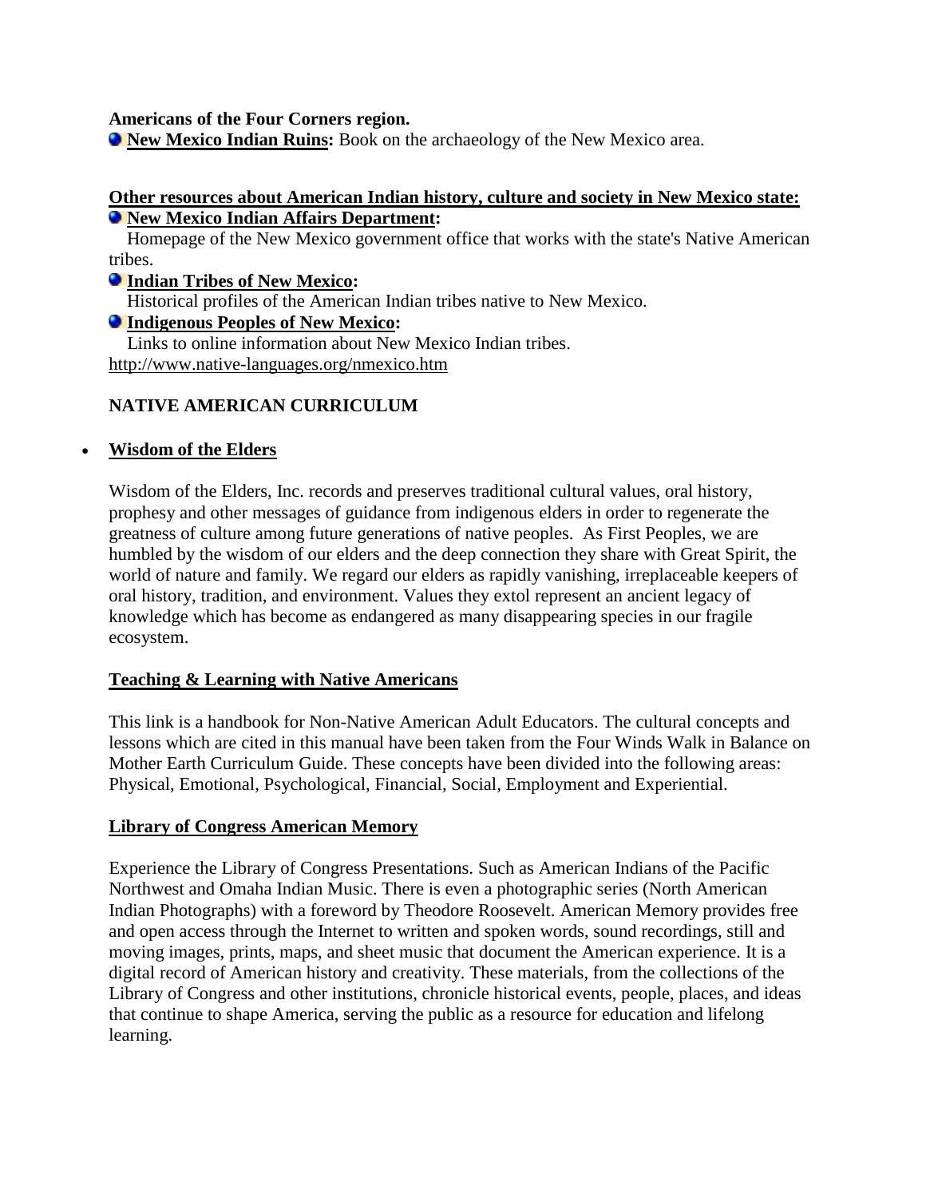**Americans of the Four Corners region.**

- **New Mexico Indian Ruins:** Book on the archaeology of the New Mexico area.

**Other resources about American Indian history, culture and society in New Mexico state:**

- **New Mexico Indian Affairs Department:**
  Homepage of the New Mexico government office that works with the state's Native American tribes.
- **Indian Tribes of New Mexico:**
  Historical profiles of the American Indian tribes native to New Mexico.
- **Indigenous Peoples of New Mexico:**
  Links to online information about New Mexico Indian tribes.

http://www.native-languages.org/nmexico.htm

## NATIVE AMERICAN CURRICULUM

- **Wisdom of the Elders**

Wisdom of the Elders, Inc. records and preserves traditional cultural values, oral history, prophesy and other messages of guidance from indigenous elders in order to regenerate the greatness of culture among future generations of native peoples. As First Peoples, we are humbled by the wisdom of our elders and the deep connection they share with Great Spirit, the world of nature and family. We regard our elders as rapidly vanishing, irreplaceable keepers of oral history, tradition, and environment. Values they extol represent an ancient legacy of knowledge which has become as endangered as many disappearing species in our fragile ecosystem.

**Teaching & Learning with Native Americans**

This link is a handbook for Non-Native American Adult Educators. The cultural concepts and lessons which are cited in this manual have been taken from the Four Winds Walk in Balance on Mother Earth Curriculum Guide. These concepts have been divided into the following areas: Physical, Emotional, Psychological, Financial, Social, Employment and Experiential.

**Library of Congress American Memory**

Experience the Library of Congress Presentations. Such as American Indians of the Pacific Northwest and Omaha Indian Music. There is even a photographic series (North American Indian Photographs) with a foreword by Theodore Roosevelt. American Memory provides free and open access through the Internet to written and spoken words, sound recordings, still and moving images, prints, maps, and sheet music that document the American experience. It is a digital record of American history and creativity. These materials, from the collections of the Library of Congress and other institutions, chronicle historical events, people, places, and ideas that continue to shape America, serving the public as a resource for education and lifelong learning.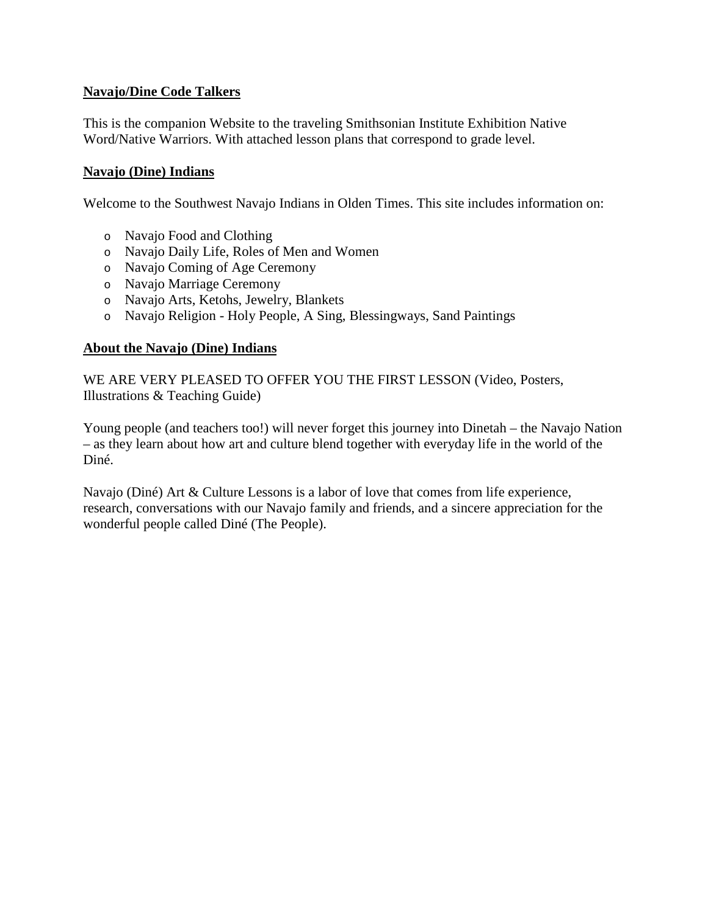**Navajo/Dine Code Talkers**

This is the companion Website to the traveling Smithsonian Institute Exhibition Native Word/Native Warriors. With attached lesson plans that correspond to grade level.

**Navajo (Dine) Indians**

Welcome to the Southwest Navajo Indians in Olden Times. This site includes information on:

- Navajo Food and Clothing
- Navajo Daily Life, Roles of Men and Women
- Navajo Coming of Age Ceremony
- Navajo Marriage Ceremony
- Navajo Arts, Ketohs, Jewelry, Blankets
- Navajo Religion - Holy People, A Sing, Blessingways, Sand Paintings

**About the Navajo (Dine) Indians**

WE ARE VERY PLEASED TO OFFER YOU THE FIRST LESSON (Video, Posters, Illustrations & Teaching Guide)

Young people (and teachers too!) will never forget this journey into Dinetah – the Navajo Nation – as they learn about how art and culture blend together with everyday life in the world of the Diné.

Navajo (Diné) Art & Culture Lessons is a labor of love that comes from life experience, research, conversations with our Navajo family and friends, and a sincere appreciation for the wonderful people called Diné (The People).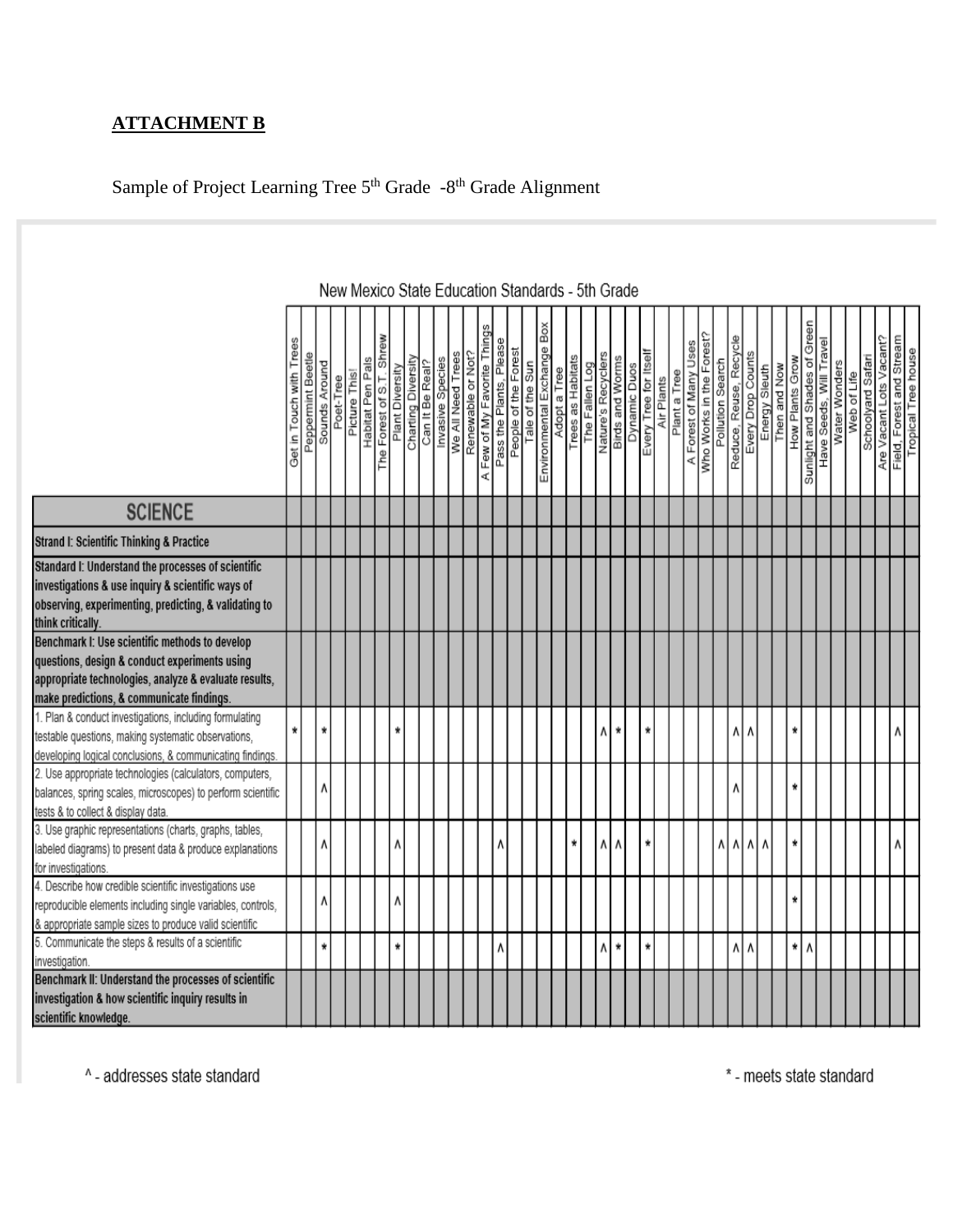**ATTACHMENT B**

Sample of Project Learning Tree 5th Grade -8th Grade Alignment

New Mexico State Education Standards - 5th Grade

| | Get in Touch with Trees | Peppermint Beetle | Sounds Around | Poet-Tree | Picture This! | Habitat Pen Pals | The Forest of S.T. Shrew | Plant Diversity | Charting Diversity | Can It Be Real? | Invasive Species | We All Need Trees | Renewable or Not? | A Few of My Favorite Things | Pass the Plants, Please | People of the Forest | Tale of the Sun | Environmental Exchange Box | Adopt a Tree | Trees as Habitats | The Fallen Log | Nature's Recyclers | Birds and Worms | Dynamic Duos | Every Tree for Itself | Air Plants | Plant a Tree | A Forest of Many Uses | Who Works in the Forest? | Pollution Search | Reduce, Reuse, Recycle | Every Drop Counts | Energy Sleuth | Then and Now | How Plants Grow | Sunlight and Shades of Green | Have Seeds, Will Travel | Water Wonders | Web of Life | Schoolyard Safari | Are Vacant Lots Vacant? | Field, Forest and Stream | Tropical Tree house |
|---|---|---|---|---|---|---|---|---|---|---|---|---|---|---|---|---|---|---|---|---|---|---|---|---|---|---|---|---|---|---|---|---|---|---|---|---|---|---|---|---|---|---|---|
| **SCIENCE** | | | | | | | | | | | | | | | | | | | | | | | | | | | | | | | | | | | | | | | | | | | |
| **Strand I: Scientific Thinking & Practice** | | | | | | | | | | | | | | | | | | | | | | | | | | | | | | | | | | | | | | | | | | | |
| **Standard I: Understand the processes of scientific investigations & use inquiry & scientific ways of observing, experimenting, predicting, & validating to think critically.** | | | | | | | | | | | | | | | | | | | | | | | | | | | | | | | | | | | | | | | | | | | |
| **Benchmark I: Use scientific methods to develop questions, design & conduct experiments using appropriate technologies, analyze & evaluate results, make predictions, & communicate findings.** | | | | | | | | | | | | | | | | | | | | | | | | | | | | | | | | | | | | | | | | | | | |
| 1. Plan & conduct investigations, including formulating testable questions, making systematic observations, developing logical conclusions, & communicating findings. | * | | * | | | | | * | | | | | | | | | | | | | | ^ | * | | * | | | | | | ^ | ^ | | | * | | | | | | | ^ | |
| 2. Use appropriate technologies (calculators, computers, balances, spring scales, microscopes) to perform scientific tests & to collect & display data. | | | ^ | | | | | | | | | | | | | | | | | | | | | | | | | | | | ^ | | | | * | | | | | | | | |
| 3. Use graphic representations (charts, graphs, tables, labeled diagrams) to present data & produce explanations for investigations. | | | ^ | | | | | ^ | | | | | | | ^ | | | | | * | | ^ | ^ | | * | | | | | ^ | ^ | ^ | ^ | | * | | | | | | | ^ | |
| 4. Describe how credible scientific investigations use reproducible elements including single variables, controls, & appropriate sample sizes to produce valid scientific | | | ^ | | | | | ^ | | | | | | | | | | | | | | | | | | | | | | | | | | | * | | | | | | | | |
| 5. Communicate the steps & results of a scientific investigation. | | | * | | | | | * | | | | | | | ^ | | | | | | | ^ | * | | * | | | | | | ^ | ^ | | | * | ^ | | | | | | | |
| **Benchmark II: Understand the processes of scientific investigation & how scientific inquiry results in scientific knowledge.** | | | | | | | | | | | | | | | | | | | | | | | | | | | | | | | | | | | | | | | | | | | |

^ - addresses state standard

* - meets state standard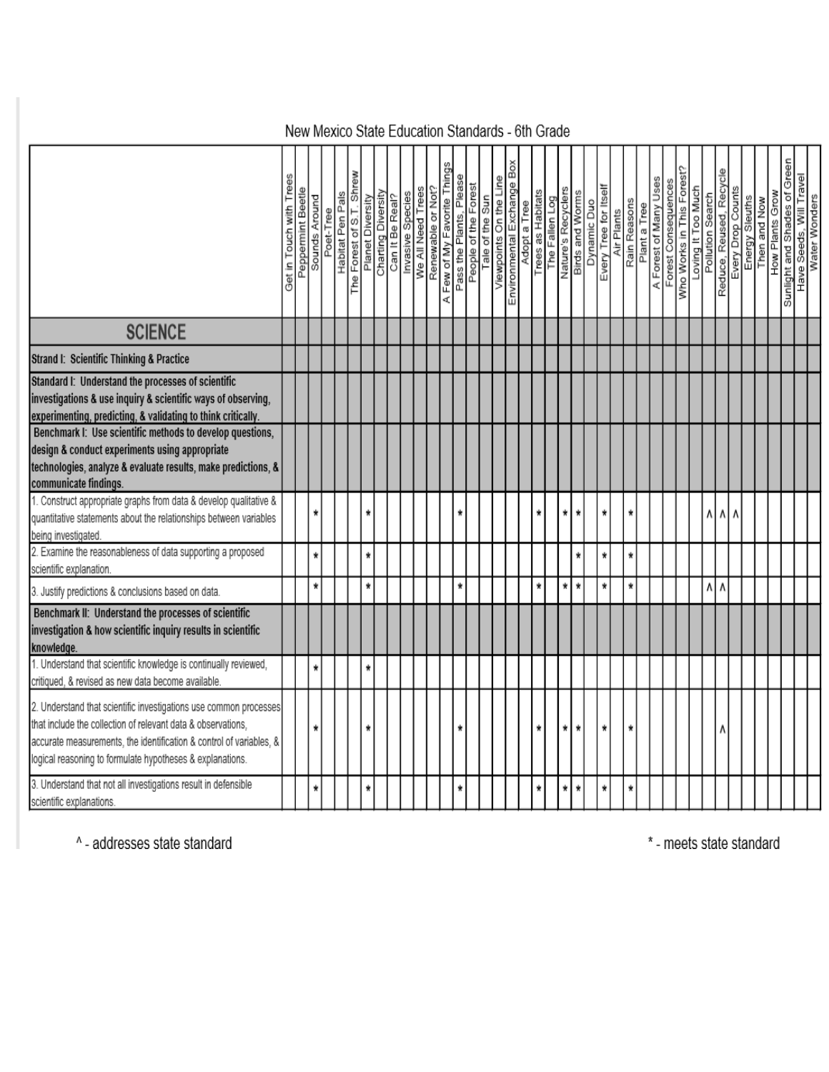New Mexico State Education Standards - 6th Grade

| | Get in Touch with Trees | Peppermint Beetle | Sounds Around | Poet-Tree | Habitat Pen Pals | The Forest of S.T. Shrew | Planet Diversity | Charting Diversity | Can It Be Real? | Invasive Species | We All Need Trees | Renewable or Not? | A Few of My Favorite Things | Pass the Plants, Please | People of the Forest | Tale of the Sun | Viewpoints On the Line | Environmental Exchange Box | Adopt a Tree | Trees as Habitats | The Fallen Log | Nature's Recyclers | Birds and Worms | Dynamic Duo | Every Tree for Itself | Air Plants | Rain Reasons | Plant a Tree | A Forest of Many Uses | Forest Consequences | Who Works in This Forest? | Loving It Too Much | Pollution Search | Reduce, Reused, Recycle | Every Drop Counts | Energy Sleuths | Then and Now | How Plants Grow | Sunlight and Shades of Green | Have Seeds, Will Travel | Water Wonders |
|---|---|---|---|---|---|---|---|---|---|---|---|---|---|---|---|---|---|---|---|---|---|---|---|---|---|---|---|---|---|---|---|---|---|---|---|---|---|---|---|---|---|
| **SCIENCE** | | | | | | | | | | | | | | | | | | | | | | | | | | | | | | | | | | | | | | | | | |
| **Strand I: Scientific Thinking & Practice** | | | | | | | | | | | | | | | | | | | | | | | | | | | | | | | | | | | | | | | | | |
| **Standard I: Understand the processes of scientific investigations & use inquiry & scientific ways of observing, experimenting, predicting, & validating to think critically.** | | | | | | | | | | | | | | | | | | | | | | | | | | | | | | | | | | | | | | | | | |
| **Benchmark I: Use scientific methods to develop questions, design & conduct experiments using appropriate technologies, analyze & evaluate results, make predictions, & communicate findings.** | | | | | | | | | | | | | | | | | | | | | | | | | | | | | | | | | | | | | | | | | |
| 1. Construct appropriate graphs from data & develop qualitative & quantitative statements about the relationships between variables being investigated. | | | * | | | | * | | | | | | | * | | | | | | * | | * | * | | * | | * | | | | | | ^ | ^ | ^ | | | | | | |
| 2. Examine the reasonableness of data supporting a proposed scientific explanation. | | | * | | | | * | | | | | | | | | | | | | | | | * | | * | | * | | | | | | | | | | | | | | |
| 3. Justify predictions & conclusions based on data. | | | * | | | | * | | | | | | | * | | | | | | * | | * | * | | * | | * | | | | | | ^ | ^ | | | | | | | |
| **Benchmark II: Understand the processes of scientific investigation & how scientific inquiry results in scientific knowledge.** | | | | | | | | | | | | | | | | | | | | | | | | | | | | | | | | | | | | | | | | | |
| 1. Understand that scientific knowledge is continually reviewed, critiqued, & revised as new data become available. | | | * | | | | * | | | | | | | | | | | | | | | | | | | | | | | | | | | | | | | | | | |
| 2. Understand that scientific investigations use common processes that include the collection of relevant data & observations, accurate measurements, the identification & control of variables, & logical reasoning to formulate hypotheses & explanations. | | | * | | | | * | | | | | | | * | | | | | | * | | * | * | | * | | * | | | | | | | ^ | | | | | | | |
| 3. Understand that not all investigations result in defensible scientific explanations. | | | * | | | | * | | | | | | | * | | | | | | * | | * | * | | * | | * | | | | | | | | | | | | | | |

^ - addresses state standard

* - meets state standard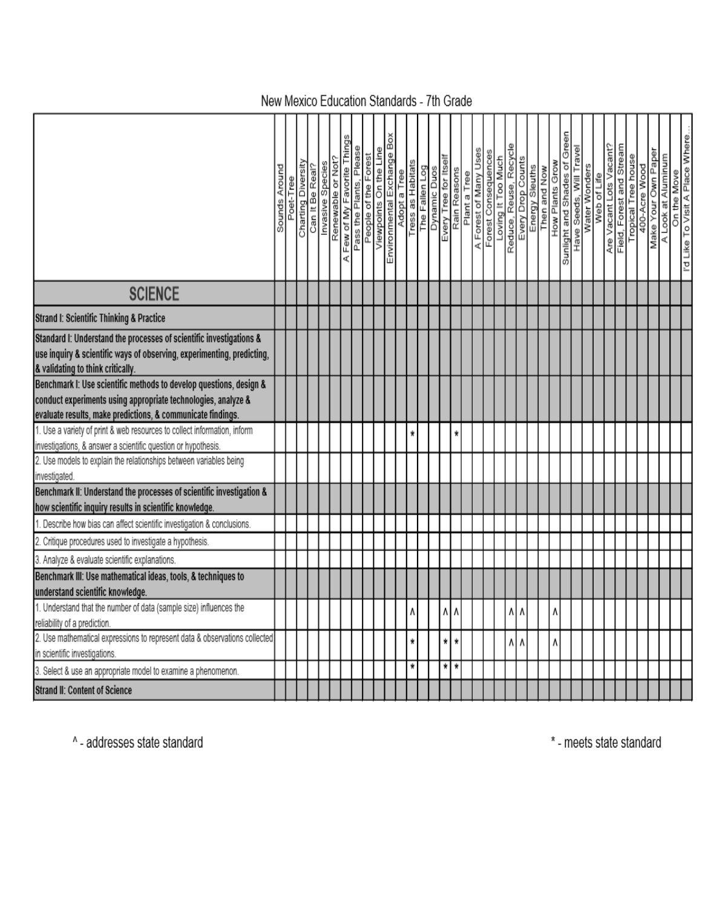New Mexico Education Standards - 7th Grade

| | Sounds Around | Poet-Tree | Charting Diversity | Can It Be Real? | Invasive Species | Renewable or Not? | A Few of My Favorite Things | Pass the Plants, Please | People of the Forest | Viewpoints On the Line | Environmental Exchange Box | Adopt a Tree | Tress as Habitats | The Fallen Log | Dynamic Duos | Every Tree for Itself | Rain Reasons | Plant a Tree | A Forest of Many Uses | Forest Consequences | Loving It Too Much | Reduce, Reuse, Recycle | Every Drop Counts | Energy Sleuths | Then and Now | How Plants Grow | Sunlight and Shades of Green | Have Seeds, Will Travel | Water Wonders | Web of Life | Are Vacant Lots Vacant? | Field, Forest and Stream | Tropical Tree house | 400-Acre Wood | Make Your Own Paper | A Look at Aluminum | On the Move | I'd Like To Visit A Place Where... |
|---|---|---|---|---|---|---|---|---|---|---|---|---|---|---|---|---|---|---|---|---|---|---|---|---|---|---|---|---|---|---|---|---|---|---|---|---|---|---|
| **SCIENCE** | | | | | | | | | | | | | | | | | | | | | | | | | | | | | | | | | | | | | | |
| **Strand I: Scientific Thinking & Practice** | | | | | | | | | | | | | | | | | | | | | | | | | | | | | | | | | | | | | | |
| **Standard I: Understand the processes of scientific investigations & use inquiry & scientific ways of observing, experimenting, predicting, & validating to think critically.** | | | | | | | | | | | | | | | | | | | | | | | | | | | | | | | | | | | | | | |
| **Benchmark I: Use scientific methods to develop questions, design & conduct experiments using appropriate technologies, analyze & evaluate results, make predictions, & communicate findings.** | | | | | | | | | | | | | | | | | | | | | | | | | | | | | | | | | | | | | | |
| 1. Use a variety of print & web resources to collect information, inform investigations, & answer a scientific question or hypothesis. | | | | | | | | | | | | | * | | | | * | | | | | | | | | | | | | | | | | | | | | |
| 2. Use models to explain the relationships between variables being investigated. | | | | | | | | | | | | | | | | | | | | | | | | | | | | | | | | | | | | | | |
| **Benchmark II: Understand the processes of scientific investigation & how scientific inquiry results in scientific knowledge.** | | | | | | | | | | | | | | | | | | | | | | | | | | | | | | | | | | | | | | |
| 1. Describe how bias can affect scientific investigation & conclusions. | | | | | | | | | | | | | | | | | | | | | | | | | | | | | | | | | | | | | | |
| 2. Critique procedures used to investigate a hypothesis. | | | | | | | | | | | | | | | | | | | | | | | | | | | | | | | | | | | | | | |
| 3. Analyze & evaluate scientific explanations. | | | | | | | | | | | | | | | | | | | | | | | | | | | | | | | | | | | | | | |
| **Benchmark III: Use mathematical ideas, tools, & techniques to understand scientific knowledge.** | | | | | | | | | | | | | | | | | | | | | | | | | | | | | | | | | | | | | | |
| 1. Understand that the number of data (sample size) influences the reliability of a prediction. | | | | | | | | | | | | | ^ | | | ^ | ^ | | | | | ^ | ^ | | | ^ | | | | | | | | | | | | |
| 2. Use mathematical expressions to represent data & observations collected in scientific investigations. | | | | | | | | | | | | | * | | | * | * | | | | | ^ | ^ | | | ^ | | | | | | | | | | | | |
| 3. Select & use an appropriate model to examine a phenomenon. | | | | | | | | | | | | | * | | | * | * | | | | | | | | | | | | | | | | | | | | | |
| **Strand II: Content of Science** | | | | | | | | | | | | | | | | | | | | | | | | | | | | | | | | | | | | | | |

^ - addresses state standard

* - meets state standard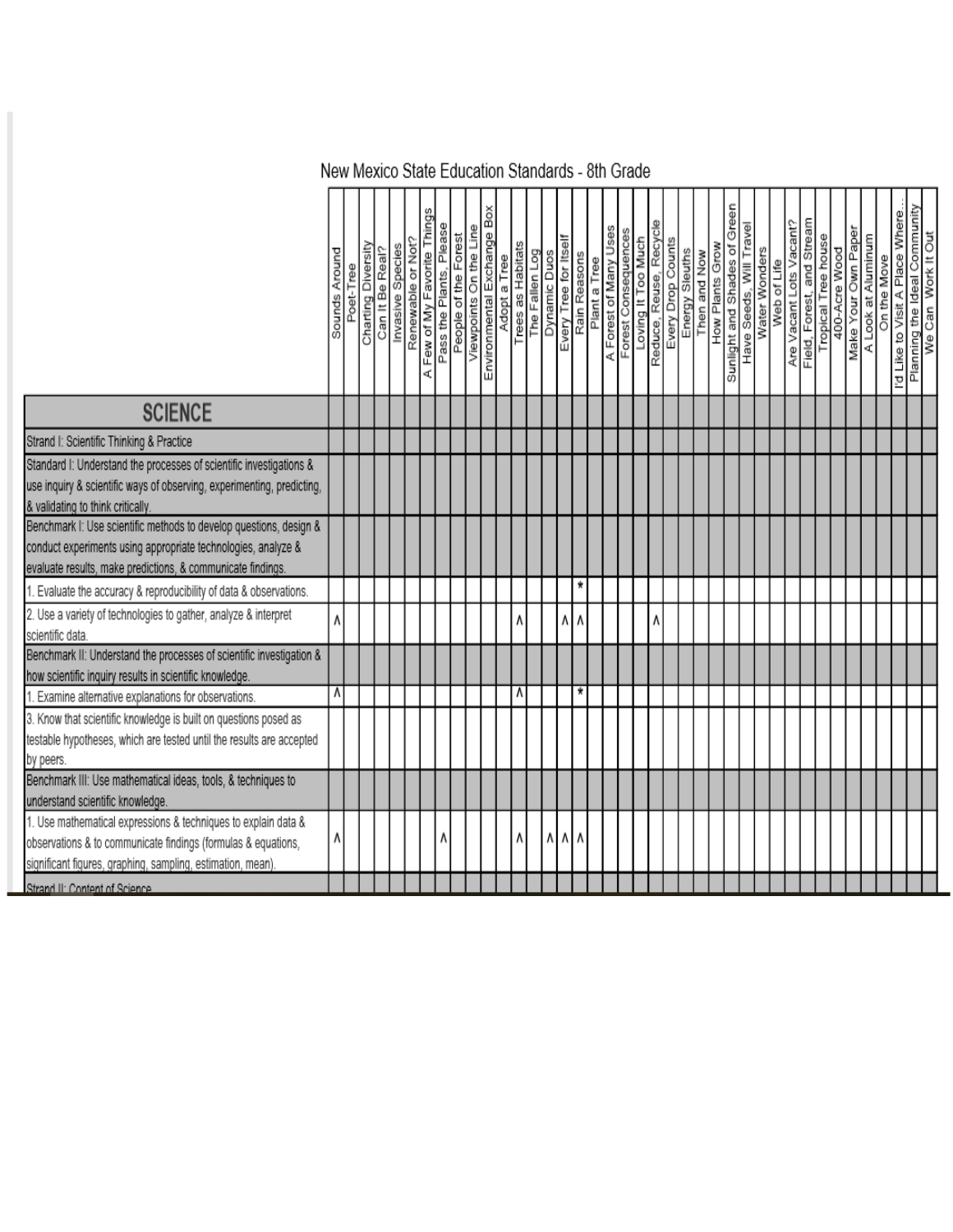# New Mexico State Education Standards - 8th Grade

| | Sounds Around | Poet-Tree | Charting Diversity | Can It Be Real? | Invasive Species | Renewable or Not? | A Few of My Favorite Things | Pass the Plants, Please | People of the Forest | Viewpoints On the Line | Environmental Exchange Box | Adopt a Tree | Trees as Habitats | The Fallen Log | Dynamic Duos | Every Tree for Itself | Rain Reasons | Plant a Tree | A Forest of Many Uses | Forest Consequences | Loving It Too Much | Reduce, Reuse, Recycle | Every Drop Counts | Energy Sleuths | Then and Now | How Plants Grow | Sunlight and Shades of Green | Have Seeds, Will Travel | Water Wonders | Web of Life | Are Vacant Lots Vacant? | Field, Forest, and Stream | Tropical Tree house | 400-Acre Wood | Make Your Own Paper | A Look at Aluminum | On the Move | I'd Like to Visit A Place Where... | Planning the Ideal Community | We Can Work It Out |
|---|---|---|---|---|---|---|---|---|---|---|---|---|---|---|---|---|---|---|---|---|---|---|---|---|---|---|---|---|---|---|---|---|---|---|---|---|---|---|---|---|
| **SCIENCE** | | | | | | | | | | | | | | | | | | | | | | | | | | | | | | | | | | | | | | | | |
| Strand I: Scientific Thinking & Practice | | | | | | | | | | | | | | | | | | | | | | | | | | | | | | | | | | | | | | | | |
| Standard I: Understand the processes of scientific investigations & use inquiry & scientific ways of observing, experimenting, predicting, & validating to think critically. | | | | | | | | | | | | | | | | | | | | | | | | | | | | | | | | | | | | | | | | |
| Benchmark I: Use scientific methods to develop questions, design & conduct experiments using appropriate technologies, analyze & evaluate results, make predictions, & communicate findings. | | | | | | | | | | | | | | | | | | | | | | | | | | | | | | | | | | | | | | | | |
| 1. Evaluate the accuracy & reproducibility of data & observations. | | | | | | | | | | | | | | | | | * | | | | | | | | | | | | | | | | | | | | | | | |
| 2. Use a variety of technologies to gather, analyze & interpret scientific data. | ^ | | | | | | | | | | | | ^ | | | ^ | ^ | | | | | ^ | | | | | | | | | | | | | | | | | | |
| Benchmark II: Understand the processes of scientific investigation & how scientific inquiry results in scientific knowledge. | | | | | | | | | | | | | | | | | | | | | | | | | | | | | | | | | | | | | | | | |
| 1. Examine alternative explanations for observations. | ^ | | | | | | | | | | | | ^ | | | | * | | | | | | | | | | | | | | | | | | | | | | | |
| 3. Know that scientific knowledge is built on questions posed as testable hypotheses, which are tested until the results are accepted by peers. | | | | | | | | | | | | | | | | | | | | | | | | | | | | | | | | | | | | | | | | |
| Benchmark III: Use mathematical ideas, tools, & techniques to understand scientific knowledge. | | | | | | | | | | | | | | | | | | | | | | | | | | | | | | | | | | | | | | | | |
| 1. Use mathematical expressions & techniques to explain data & observations & to communicate findings (formulas & equations, significant figures, graphing, sampling, estimation, mean). | ^ | | | | | | | ^ | | | | | ^ | | ^ | ^ | ^ | | | | | | | | | | | | | | | | | | | | | | | |
| Strand II: Content of Science | | | | | | | | | | | | | | | | | | | | | | | | | | | | | | | | | | | | | | | | |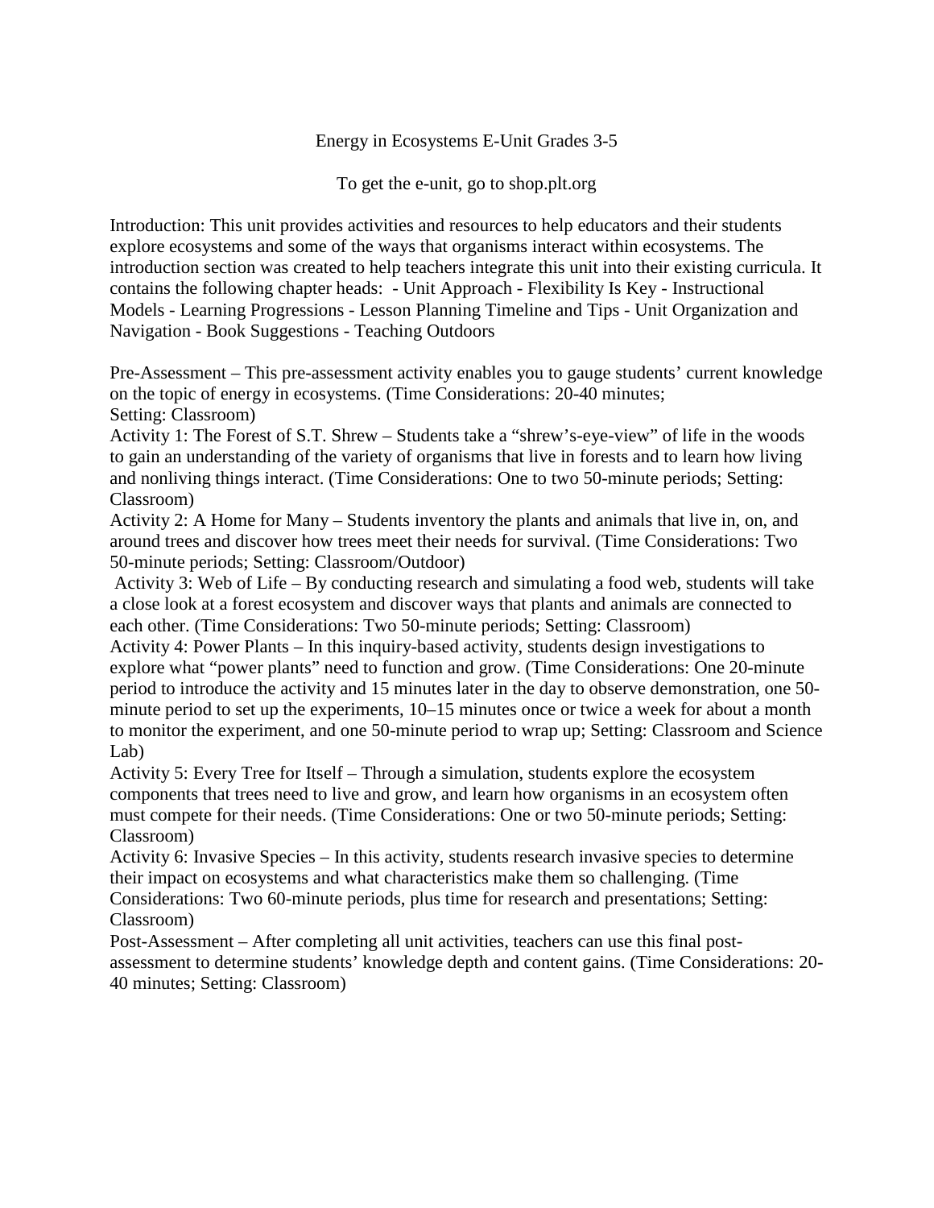# Energy in Ecosystems E-Unit Grades 3-5

To get the e-unit, go to shop.plt.org

Introduction: This unit provides activities and resources to help educators and their students explore ecosystems and some of the ways that organisms interact within ecosystems. The introduction section was created to help teachers integrate this unit into their existing curricula. It contains the following chapter heads: - Unit Approach - Flexibility Is Key - Instructional Models - Learning Progressions - Lesson Planning Timeline and Tips - Unit Organization and Navigation - Book Suggestions - Teaching Outdoors

Pre-Assessment – This pre-assessment activity enables you to gauge students' current knowledge on the topic of energy in ecosystems. (Time Considerations: 20-40 minutes; Setting: Classroom)

Activity 1: The Forest of S.T. Shrew – Students take a "shrew's-eye-view" of life in the woods to gain an understanding of the variety of organisms that live in forests and to learn how living and nonliving things interact. (Time Considerations: One to two 50-minute periods; Setting: Classroom)

Activity 2: A Home for Many – Students inventory the plants and animals that live in, on, and around trees and discover how trees meet their needs for survival. (Time Considerations: Two 50-minute periods; Setting: Classroom/Outdoor)

Activity 3: Web of Life – By conducting research and simulating a food web, students will take a close look at a forest ecosystem and discover ways that plants and animals are connected to each other. (Time Considerations: Two 50-minute periods; Setting: Classroom)

Activity 4: Power Plants – In this inquiry-based activity, students design investigations to explore what "power plants" need to function and grow. (Time Considerations: One 20-minute period to introduce the activity and 15 minutes later in the day to observe demonstration, one 50-minute period to set up the experiments, 10–15 minutes once or twice a week for about a month to monitor the experiment, and one 50-minute period to wrap up; Setting: Classroom and Science Lab)

Activity 5: Every Tree for Itself – Through a simulation, students explore the ecosystem components that trees need to live and grow, and learn how organisms in an ecosystem often must compete for their needs. (Time Considerations: One or two 50-minute periods; Setting: Classroom)

Activity 6: Invasive Species – In this activity, students research invasive species to determine their impact on ecosystems and what characteristics make them so challenging. (Time Considerations: Two 60-minute periods, plus time for research and presentations; Setting: Classroom)

Post-Assessment – After completing all unit activities, teachers can use this final post-assessment to determine students' knowledge depth and content gains. (Time Considerations: 20-40 minutes; Setting: Classroom)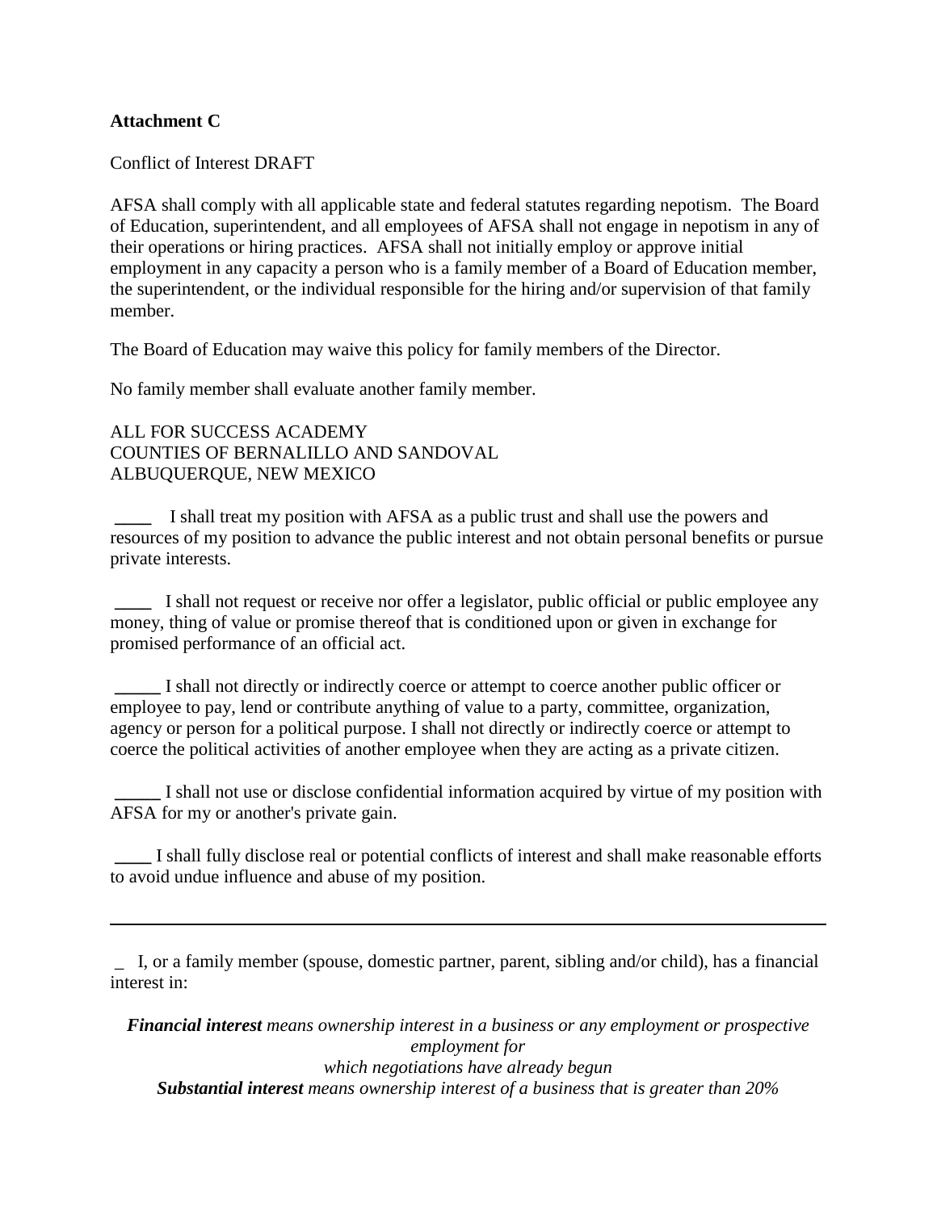**Attachment C**

Conflict of Interest DRAFT

AFSA shall comply with all applicable state and federal statutes regarding nepotism. The Board of Education, superintendent, and all employees of AFSA shall not engage in nepotism in any of their operations or hiring practices. AFSA shall not initially employ or approve initial employment in any capacity a person who is a family member of a Board of Education member, the superintendent, or the individual responsible for the hiring and/or supervision of that family member.

The Board of Education may waive this policy for family members of the Director.

No family member shall evaluate another family member.

ALL FOR SUCCESS ACADEMY
COUNTIES OF BERNALILLO AND SANDOVAL
ALBUQUERQUE, NEW MEXICO

____ I shall treat my position with AFSA as a public trust and shall use the powers and resources of my position to advance the public interest and not obtain personal benefits or pursue private interests.

____ I shall not request or receive nor offer a legislator, public official or public employee any money, thing of value or promise thereof that is conditioned upon or given in exchange for promised performance of an official act.

_____ I shall not directly or indirectly coerce or attempt to coerce another public officer or employee to pay, lend or contribute anything of value to a party, committee, organization, agency or person for a political purpose. I shall not directly or indirectly coerce or attempt to coerce the political activities of another employee when they are acting as a private citizen.

_____ I shall not use or disclose confidential information acquired by virtue of my position with AFSA for my or another's private gain.

____ I shall fully disclose real or potential conflicts of interest and shall make reasonable efforts to avoid undue influence and abuse of my position.

---

_ I, or a family member (spouse, domestic partner, parent, sibling and/or child), has a financial interest in:

***Financial interest*** *means ownership interest in a business or any employment or prospective employment for which negotiations have already begun*
***Substantial interest*** *means ownership interest of a business that is greater than 20%*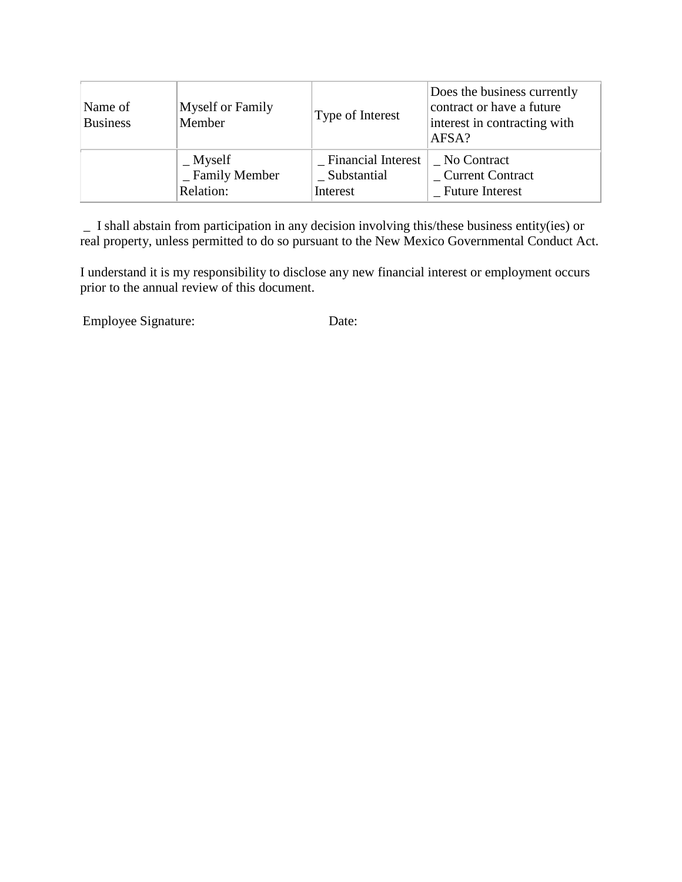| Name of Business | Myself or Family Member | Type of Interest | Does the business currently contract or have a future interest in contracting with AFSA? |
|---|---|---|---|
| | _ Myself<br>_ Family Member<br>Relation: | _ Financial Interest<br>_ Substantial Interest | _ No Contract<br>_ Current Contract<br>_ Future Interest |

_ I shall abstain from participation in any decision involving this/these business entity(ies) or real property, unless permitted to do so pursuant to the New Mexico Governmental Conduct Act.

I understand it is my responsibility to disclose any new financial interest or employment occurs prior to the annual review of this document.

Employee Signature: Date: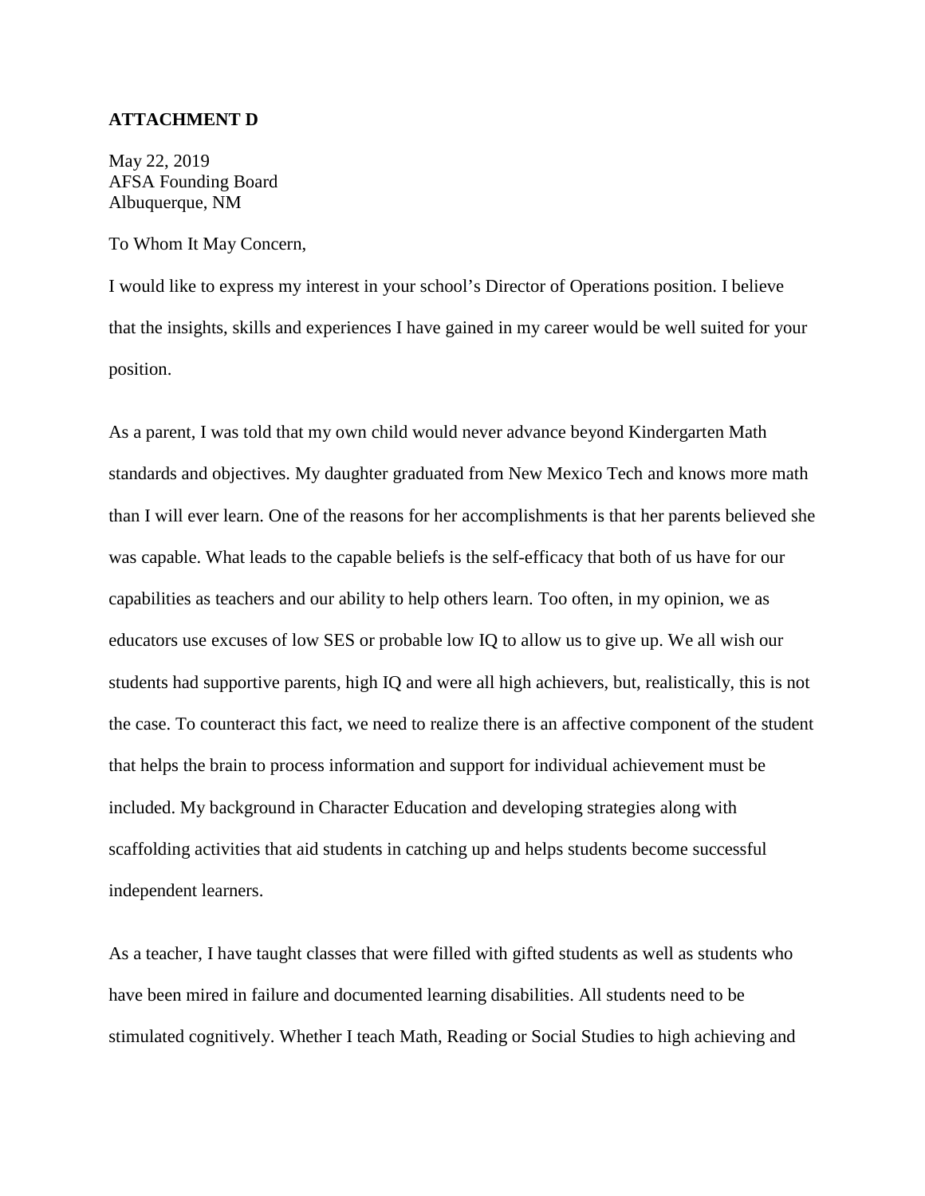**ATTACHMENT D**

May 22, 2019
AFSA Founding Board
Albuquerque, NM

To Whom It May Concern,

I would like to express my interest in your school's Director of Operations position. I believe that the insights, skills and experiences I have gained in my career would be well suited for your position.

As a parent, I was told that my own child would never advance beyond Kindergarten Math standards and objectives. My daughter graduated from New Mexico Tech and knows more math than I will ever learn. One of the reasons for her accomplishments is that her parents believed she was capable. What leads to the capable beliefs is the self-efficacy that both of us have for our capabilities as teachers and our ability to help others learn. Too often, in my opinion, we as educators use excuses of low SES or probable low IQ to allow us to give up. We all wish our students had supportive parents, high IQ and were all high achievers, but, realistically, this is not the case. To counteract this fact, we need to realize there is an affective component of the student that helps the brain to process information and support for individual achievement must be included. My background in Character Education and developing strategies along with scaffolding activities that aid students in catching up and helps students become successful independent learners.

As a teacher, I have taught classes that were filled with gifted students as well as students who have been mired in failure and documented learning disabilities. All students need to be stimulated cognitively. Whether I teach Math, Reading or Social Studies to high achieving and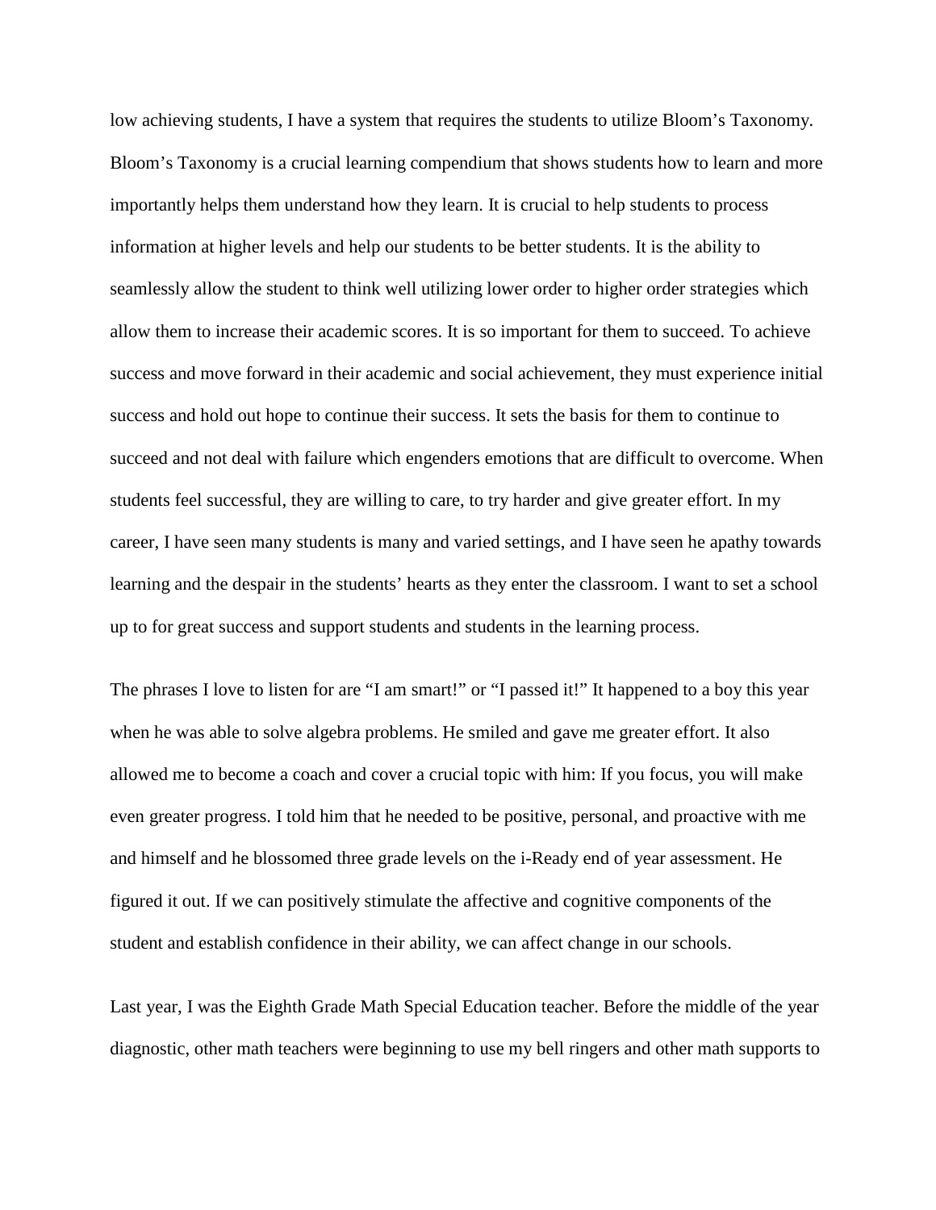low achieving students, I have a system that requires the students to utilize Bloom's Taxonomy. Bloom's Taxonomy is a crucial learning compendium that shows students how to learn and more importantly helps them understand how they learn. It is crucial to help students to process information at higher levels and help our students to be better students. It is the ability to seamlessly allow the student to think well utilizing lower order to higher order strategies which allow them to increase their academic scores. It is so important for them to succeed. To achieve success and move forward in their academic and social achievement, they must experience initial success and hold out hope to continue their success. It sets the basis for them to continue to succeed and not deal with failure which engenders emotions that are difficult to overcome. When students feel successful, they are willing to care, to try harder and give greater effort. In my career, I have seen many students is many and varied settings, and I have seen he apathy towards learning and the despair in the students' hearts as they enter the classroom. I want to set a school up to for great success and support students and students in the learning process.

The phrases I love to listen for are "I am smart!" or "I passed it!" It happened to a boy this year when he was able to solve algebra problems. He smiled and gave me greater effort. It also allowed me to become a coach and cover a crucial topic with him: If you focus, you will make even greater progress. I told him that he needed to be positive, personal, and proactive with me and himself and he blossomed three grade levels on the i-Ready end of year assessment. He figured it out. If we can positively stimulate the affective and cognitive components of the student and establish confidence in their ability, we can affect change in our schools.

Last year, I was the Eighth Grade Math Special Education teacher. Before the middle of the year diagnostic, other math teachers were beginning to use my bell ringers and other math supports to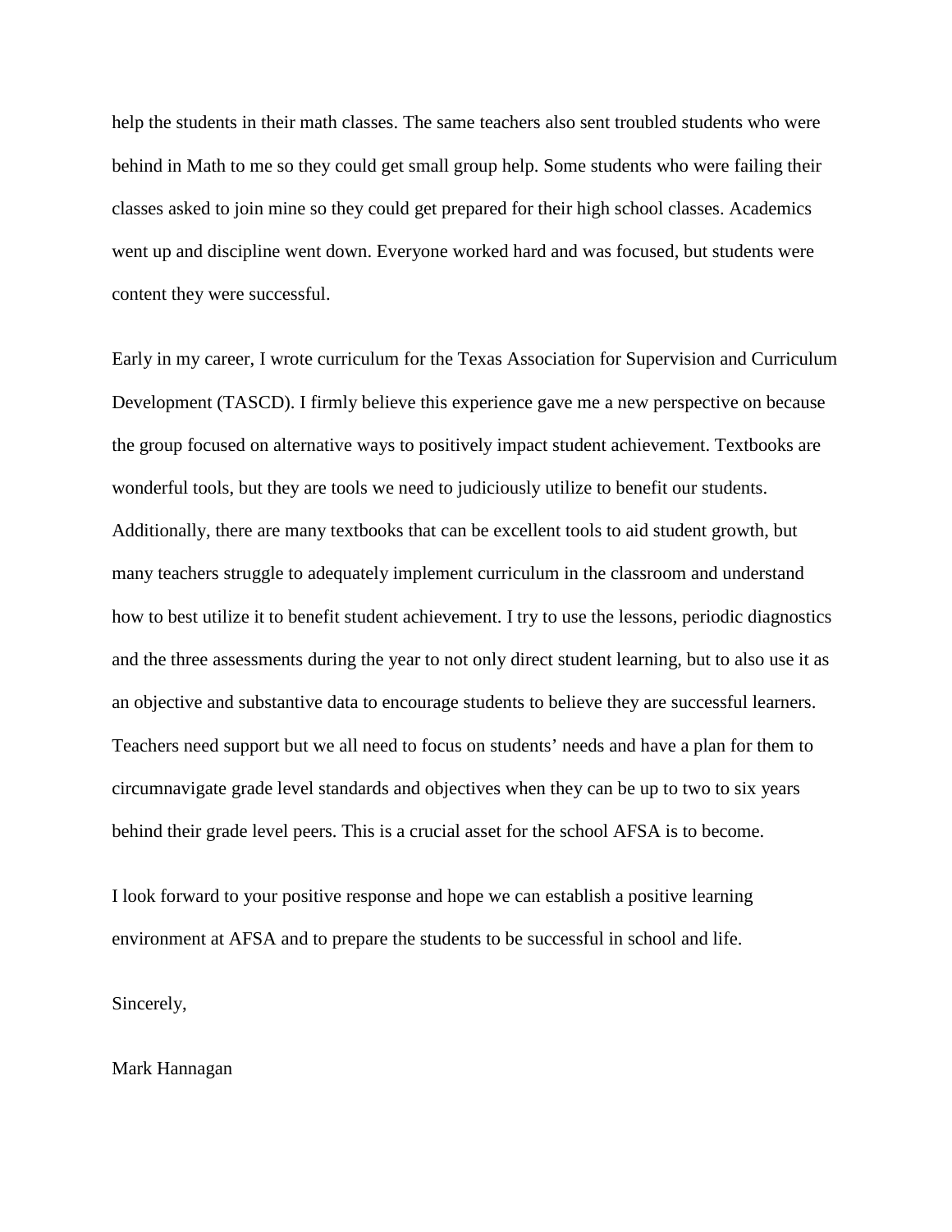help the students in their math classes. The same teachers also sent troubled students who were behind in Math to me so they could get small group help. Some students who were failing their classes asked to join mine so they could get prepared for their high school classes. Academics went up and discipline went down. Everyone worked hard and was focused, but students were content they were successful.

Early in my career, I wrote curriculum for the Texas Association for Supervision and Curriculum Development (TASCD). I firmly believe this experience gave me a new perspective on because the group focused on alternative ways to positively impact student achievement. Textbooks are wonderful tools, but they are tools we need to judiciously utilize to benefit our students. Additionally, there are many textbooks that can be excellent tools to aid student growth, but many teachers struggle to adequately implement curriculum in the classroom and understand how to best utilize it to benefit student achievement. I try to use the lessons, periodic diagnostics and the three assessments during the year to not only direct student learning, but to also use it as an objective and substantive data to encourage students to believe they are successful learners. Teachers need support but we all need to focus on students' needs and have a plan for them to circumnavigate grade level standards and objectives when they can be up to two to six years behind their grade level peers. This is a crucial asset for the school AFSA is to become.

I look forward to your positive response and hope we can establish a positive learning environment at AFSA and to prepare the students to be successful in school and life.

Sincerely,

Mark Hannagan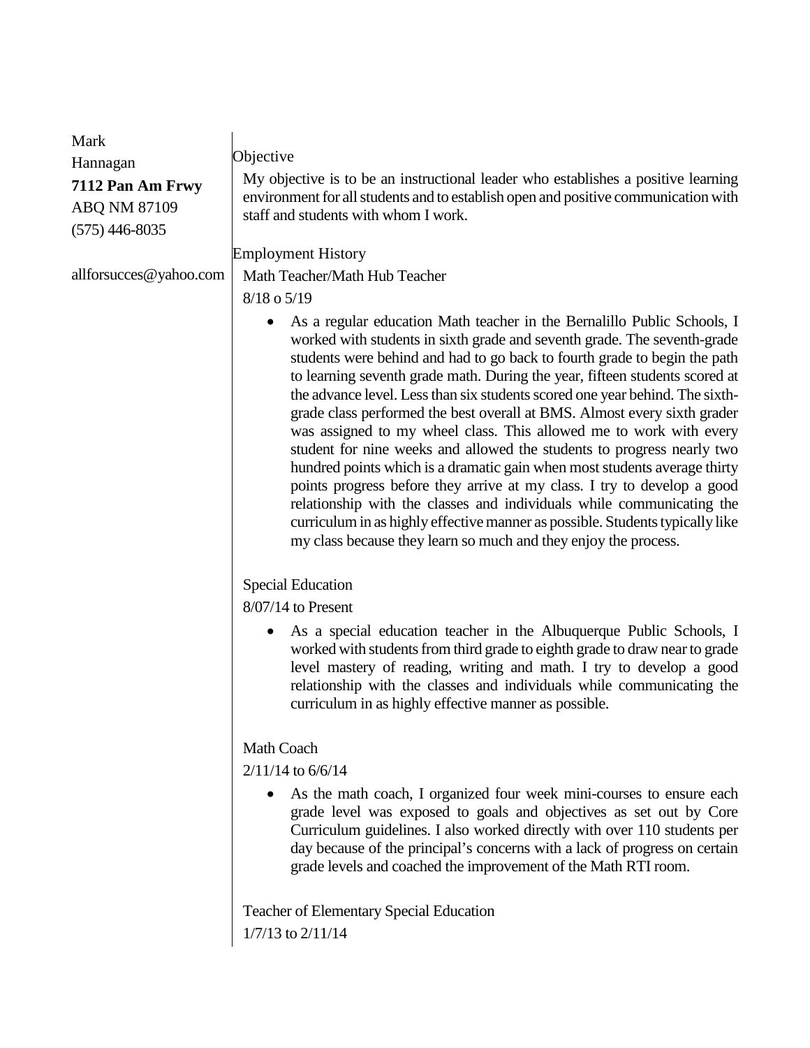Mark
Hannagan
**7112 Pan Am Frwy**
ABQ NM 87109
(575) 446-8035

allforsucces@yahoo.com

## Objective

My objective is to be an instructional leader who establishes a positive learning environment for all students and to establish open and positive communication with staff and students with whom I work.

## Employment History

Math Teacher/Math Hub Teacher

8/18 o 5/19

- As a regular education Math teacher in the Bernalillo Public Schools, I worked with students in sixth grade and seventh grade. The seventh-grade students were behind and had to go back to fourth grade to begin the path to learning seventh grade math. During the year, fifteen students scored at the advance level. Less than six students scored one year behind. The sixth-grade class performed the best overall at BMS. Almost every sixth grader was assigned to my wheel class. This allowed me to work with every student for nine weeks and allowed the students to progress nearly two hundred points which is a dramatic gain when most students average thirty points progress before they arrive at my class. I try to develop a good relationship with the classes and individuals while communicating the curriculum in as highly effective manner as possible. Students typically like my class because they learn so much and they enjoy the process.

Special Education

8/07/14 to Present

- As a special education teacher in the Albuquerque Public Schools, I worked with students from third grade to eighth grade to draw near to grade level mastery of reading, writing and math. I try to develop a good relationship with the classes and individuals while communicating the curriculum in as highly effective manner as possible.

Math Coach

2/11/14 to 6/6/14

- As the math coach, I organized four week mini-courses to ensure each grade level was exposed to goals and objectives as set out by Core Curriculum guidelines. I also worked directly with over 110 students per day because of the principal's concerns with a lack of progress on certain grade levels and coached the improvement of the Math RTI room.

Teacher of Elementary Special Education

1/7/13 to 2/11/14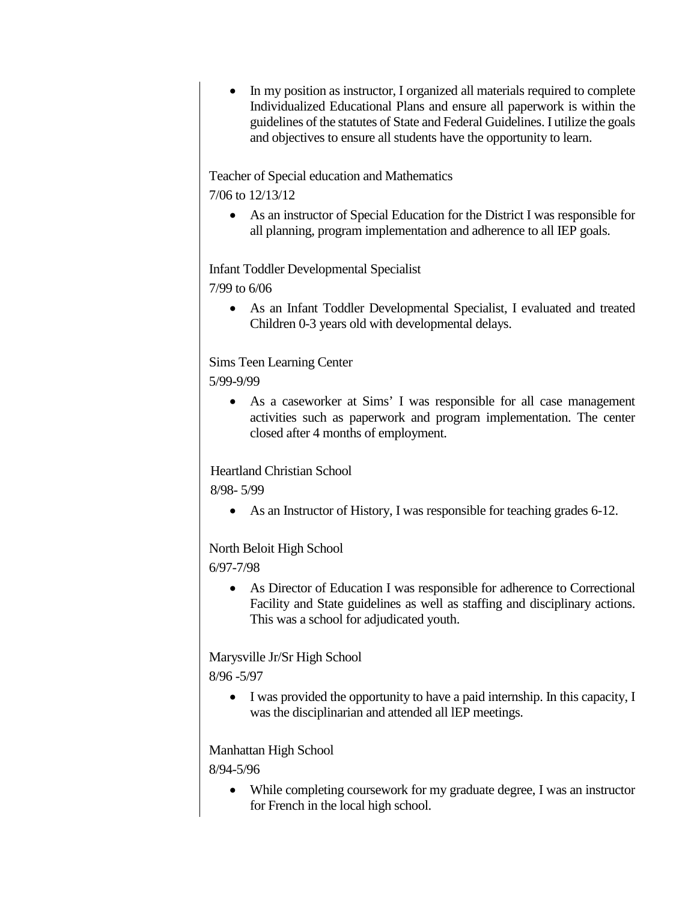- In my position as instructor, I organized all materials required to complete Individualized Educational Plans and ensure all paperwork is within the guidelines of the statutes of State and Federal Guidelines. I utilize the goals and objectives to ensure all students have the opportunity to learn.

Teacher of Special education and Mathematics

7/06 to 12/13/12

- As an instructor of Special Education for the District I was responsible for all planning, program implementation and adherence to all IEP goals.

Infant Toddler Developmental Specialist

7/99 to 6/06

- As an Infant Toddler Developmental Specialist, I evaluated and treated Children 0-3 years old with developmental delays.

Sims Teen Learning Center

5/99-9/99

- As a caseworker at Sims' I was responsible for all case management activities such as paperwork and program implementation. The center closed after 4 months of employment.

Heartland Christian School

8/98- 5/99

- As an Instructor of History, I was responsible for teaching grades 6-12.

North Beloit High School

6/97-7/98

- As Director of Education I was responsible for adherence to Correctional Facility and State guidelines as well as staffing and disciplinary actions. This was a school for adjudicated youth.

Marysville Jr/Sr High School

8/96 -5/97

- I was provided the opportunity to have a paid internship. In this capacity, I was the disciplinarian and attended all lEP meetings.

Manhattan High School

8/94-5/96

- While completing coursework for my graduate degree, I was an instructor for French in the local high school.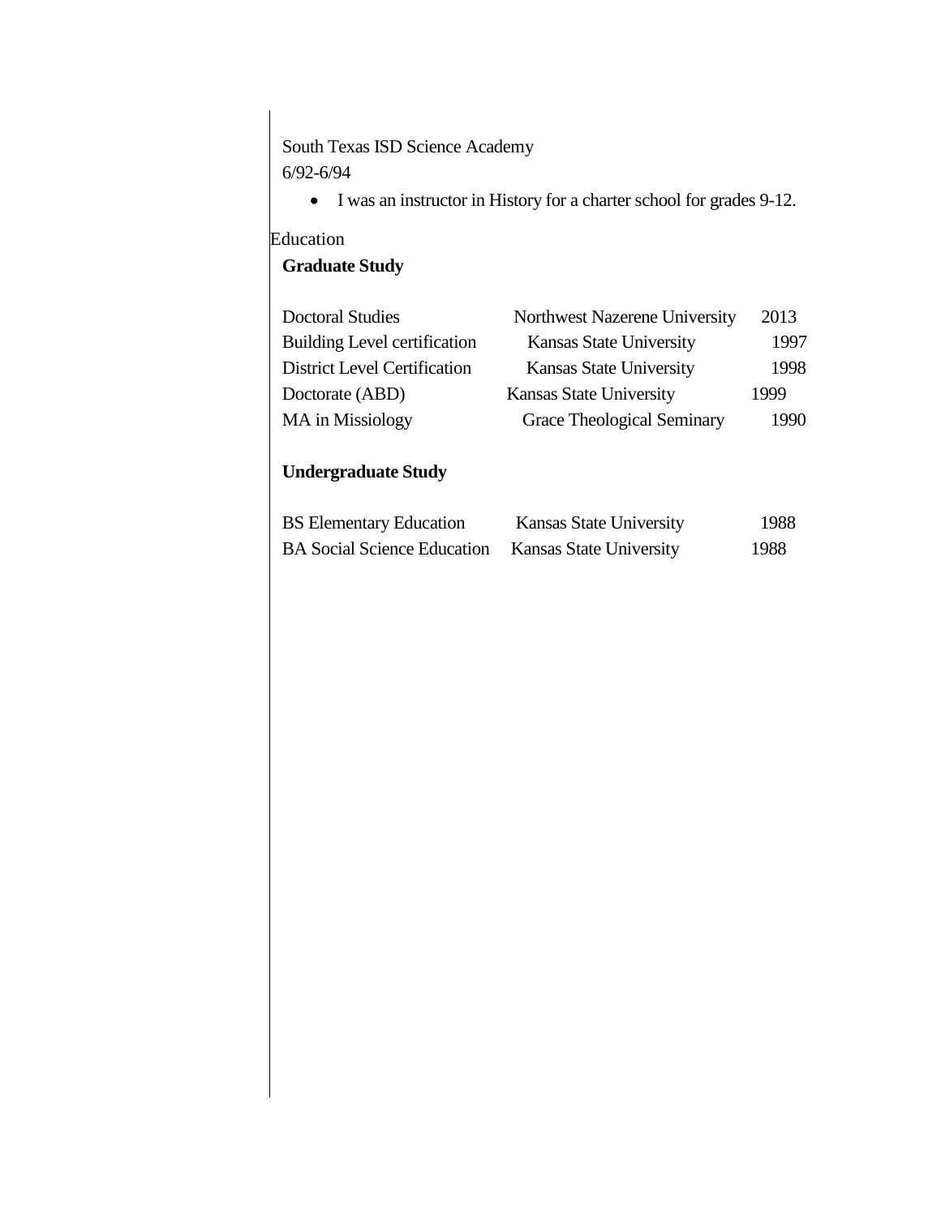South Texas ISD Science Academy
6/92-6/94

- I was an instructor in History for a charter school for grades 9-12.

## Education

### Graduate Study

| | | |
|---|---|---|
| Doctoral Studies | Northwest Nazerene University | 2013 |
| Building Level certification | Kansas State University | 1997 |
| District Level Certification | Kansas State University | 1998 |
| Doctorate (ABD) | Kansas State University | 1999 |
| MA in Missiology | Grace Theological Seminary | 1990 |

### Undergraduate Study

| | | |
|---|---|---|
| BS Elementary Education | Kansas State University | 1988 |
| BA Social Science Education | Kansas State University | 1988 |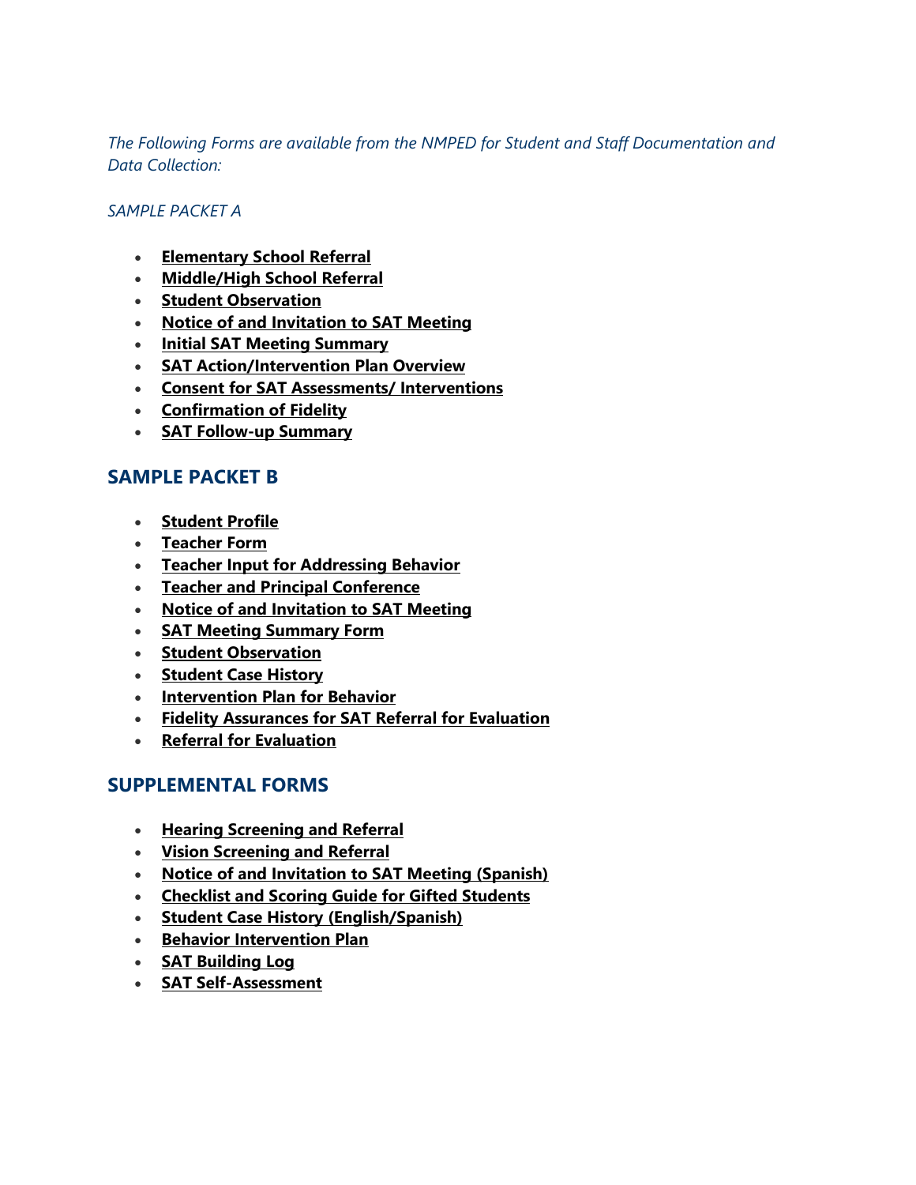*The Following Forms are available from the NMPED for Student and Staff Documentation and Data Collection:*

*SAMPLE PACKET A*

- **Elementary School Referral**
- **Middle/High School Referral**
- **Student Observation**
- **Notice of and Invitation to SAT Meeting**
- **Initial SAT Meeting Summary**
- **SAT Action/Intervention Plan Overview**
- **Consent for SAT Assessments/ Interventions**
- **Confirmation of Fidelity**
- **SAT Follow-up Summary**

## SAMPLE PACKET B

- **Student Profile**
- **Teacher Form**
- **Teacher Input for Addressing Behavior**
- **Teacher and Principal Conference**
- **Notice of and Invitation to SAT Meeting**
- **SAT Meeting Summary Form**
- **Student Observation**
- **Student Case History**
- **Intervention Plan for Behavior**
- **Fidelity Assurances for SAT Referral for Evaluation**
- **Referral for Evaluation**

## SUPPLEMENTAL FORMS

- **Hearing Screening and Referral**
- **Vision Screening and Referral**
- **Notice of and Invitation to SAT Meeting (Spanish)**
- **Checklist and Scoring Guide for Gifted Students**
- **Student Case History (English/Spanish)**
- **Behavior Intervention Plan**
- **SAT Building Log**
- **SAT Self-Assessment**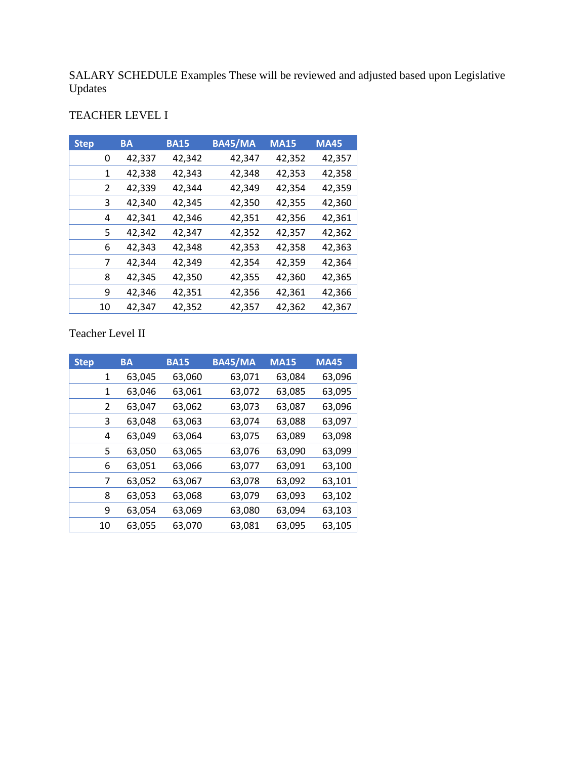SALARY SCHEDULE Examples These will be reviewed and adjusted based upon Legislative Updates

TEACHER LEVEL I

| Step | BA | BA15 | BA45/MA | MA15 | MA45 |
|---|---|---|---|---|---|
| 0 | 42,337 | 42,342 | 42,347 | 42,352 | 42,357 |
| 1 | 42,338 | 42,343 | 42,348 | 42,353 | 42,358 |
| 2 | 42,339 | 42,344 | 42,349 | 42,354 | 42,359 |
| 3 | 42,340 | 42,345 | 42,350 | 42,355 | 42,360 |
| 4 | 42,341 | 42,346 | 42,351 | 42,356 | 42,361 |
| 5 | 42,342 | 42,347 | 42,352 | 42,357 | 42,362 |
| 6 | 42,343 | 42,348 | 42,353 | 42,358 | 42,363 |
| 7 | 42,344 | 42,349 | 42,354 | 42,359 | 42,364 |
| 8 | 42,345 | 42,350 | 42,355 | 42,360 | 42,365 |
| 9 | 42,346 | 42,351 | 42,356 | 42,361 | 42,366 |
| 10 | 42,347 | 42,352 | 42,357 | 42,362 | 42,367 |

Teacher Level II

| Step | BA | BA15 | BA45/MA | MA15 | MA45 |
|---|---|---|---|---|---|
| 1 | 63,045 | 63,060 | 63,071 | 63,084 | 63,096 |
| 1 | 63,046 | 63,061 | 63,072 | 63,085 | 63,095 |
| 2 | 63,047 | 63,062 | 63,073 | 63,087 | 63,096 |
| 3 | 63,048 | 63,063 | 63,074 | 63,088 | 63,097 |
| 4 | 63,049 | 63,064 | 63,075 | 63,089 | 63,098 |
| 5 | 63,050 | 63,065 | 63,076 | 63,090 | 63,099 |
| 6 | 63,051 | 63,066 | 63,077 | 63,091 | 63,100 |
| 7 | 63,052 | 63,067 | 63,078 | 63,092 | 63,101 |
| 8 | 63,053 | 63,068 | 63,079 | 63,093 | 63,102 |
| 9 | 63,054 | 63,069 | 63,080 | 63,094 | 63,103 |
| 10 | 63,055 | 63,070 | 63,081 | 63,095 | 63,105 |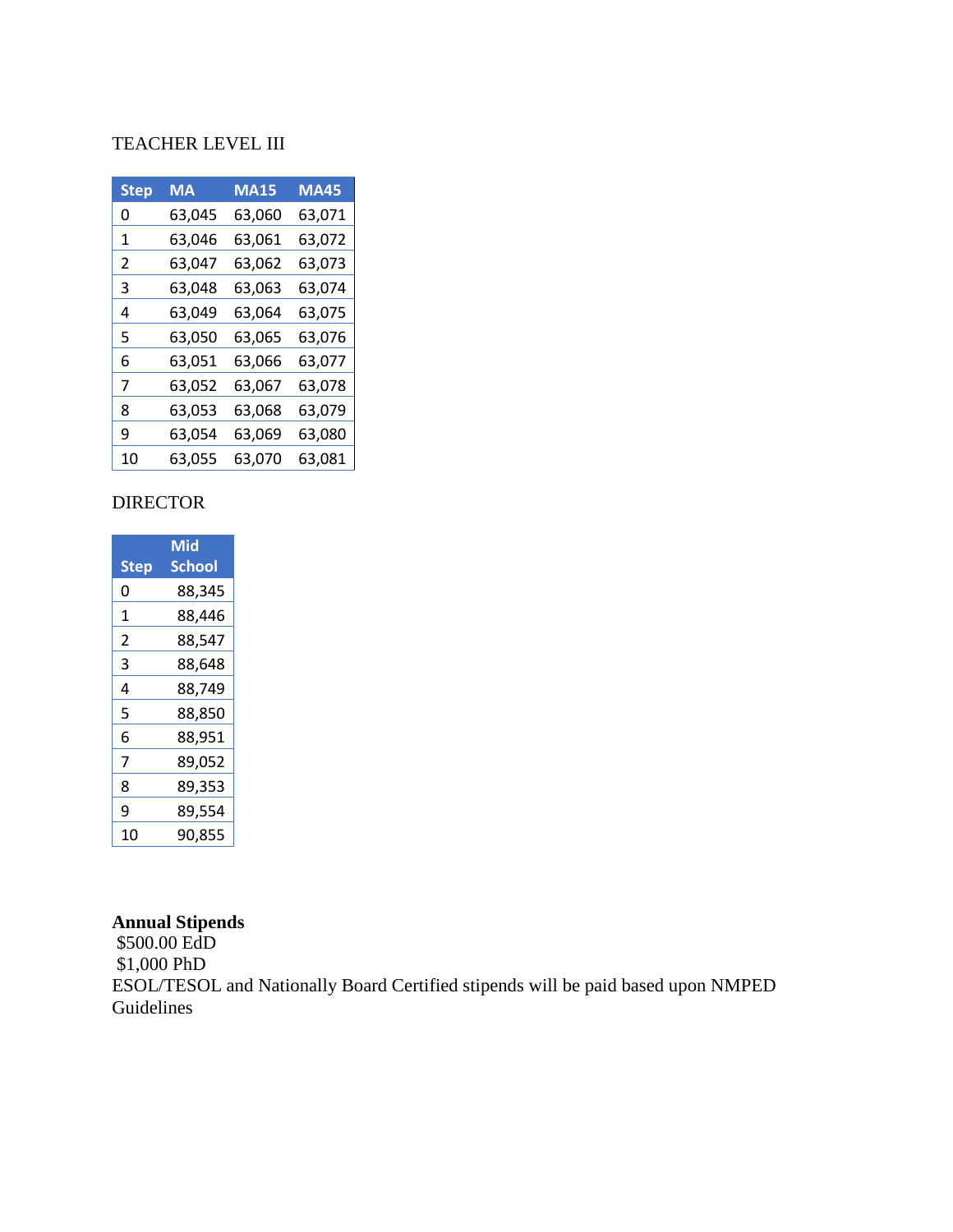TEACHER LEVEL III

| Step | MA | MA15 | MA45 |
| --- | --- | --- | --- |
| 0 | 63,045 | 63,060 | 63,071 |
| 1 | 63,046 | 63,061 | 63,072 |
| 2 | 63,047 | 63,062 | 63,073 |
| 3 | 63,048 | 63,063 | 63,074 |
| 4 | 63,049 | 63,064 | 63,075 |
| 5 | 63,050 | 63,065 | 63,076 |
| 6 | 63,051 | 63,066 | 63,077 |
| 7 | 63,052 | 63,067 | 63,078 |
| 8 | 63,053 | 63,068 | 63,079 |
| 9 | 63,054 | 63,069 | 63,080 |
| 10 | 63,055 | 63,070 | 63,081 |

DIRECTOR

| Step | Mid School |
| --- | --- |
| 0 | 88,345 |
| 1 | 88,446 |
| 2 | 88,547 |
| 3 | 88,648 |
| 4 | 88,749 |
| 5 | 88,850 |
| 6 | 88,951 |
| 7 | 89,052 |
| 8 | 89,353 |
| 9 | 89,554 |
| 10 | 90,855 |

**Annual Stipends**
$500.00 EdD
$1,000 PhD
ESOL/TESOL and Nationally Board Certified stipends will be paid based upon NMPED Guidelines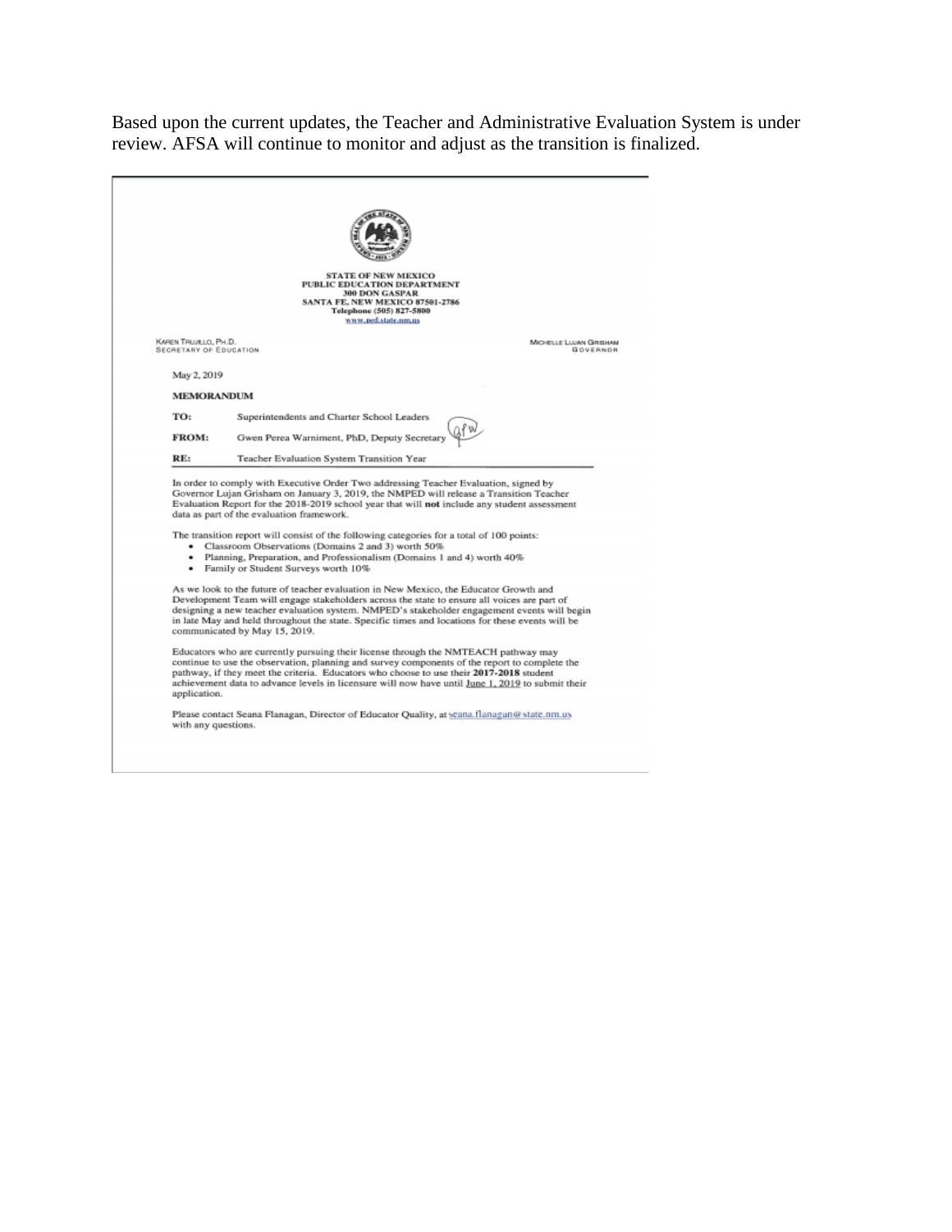Based upon the current updates, the Teacher and Administrative Evaluation System is under review. AFSA will continue to monitor and adjust as the transition is finalized.

**STATE OF NEW MEXICO**
**PUBLIC EDUCATION DEPARTMENT**
**300 DON GASPAR**
**SANTA FE, NEW MEXICO 87501-2786**
**Telephone (505) 827-5800**
www.ped.state.nm.us

KAREN TRUJILLO, PH.D.
SECRETARY OF EDUCATION

MICHELLE LUJAN GRISHAM
GOVERNOR

May 2, 2019

**MEMORANDUM**

**TO:** Superintendents and Charter School Leaders

**FROM:** Gwen Perea Warniment, PhD, Deputy Secretary

**RE:** Teacher Evaluation System Transition Year

In order to comply with Executive Order Two addressing Teacher Evaluation, signed by Governor Lujan Grisham on January 3, 2019, the NMPED will release a Transition Teacher Evaluation Report for the 2018-2019 school year that will **not** include any student assessment data as part of the evaluation framework.

The transition report will consist of the following categories for a total of 100 points:

- Classroom Observations (Domains 2 and 3) worth 50%
- Planning, Preparation, and Professionalism (Domains 1 and 4) worth 40%
- Family or Student Surveys worth 10%

As we look to the future of teacher evaluation in New Mexico, the Educator Growth and Development Team will engage stakeholders across the state to ensure all voices are part of designing a new teacher evaluation system. NMPED's stakeholder engagement events will begin in late May and held throughout the state. Specific times and locations for these events will be communicated by May 15, 2019.

Educators who are currently pursuing their license through the NMTEACH pathway may continue to use the observation, planning and survey components of the report to complete the pathway, if they meet the criteria. Educators who choose to use their **2017-2018** student achievement data to advance levels in licensure will now have until June 1, 2019 to submit their application.

Please contact Seana Flanagan, Director of Educator Quality, at seana.flanagan@state.nm.us with any questions.